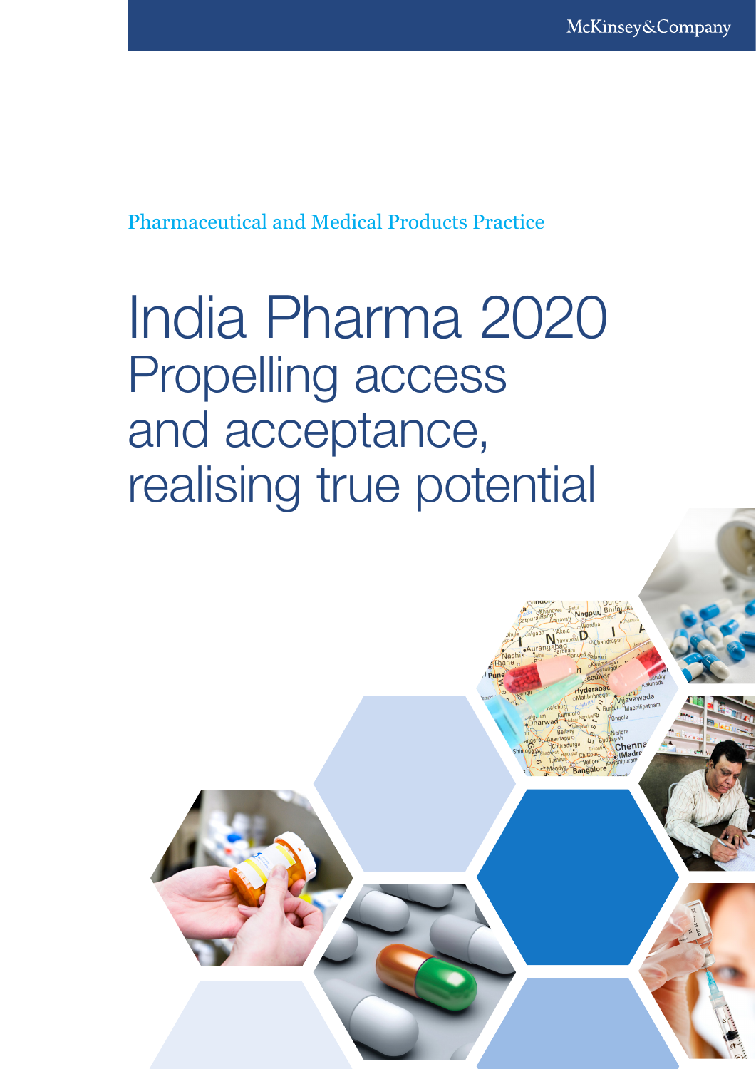McKinsey&Company

Pharmaceutical and Medical Products Practice

# India Pharma 2020

## Propelling access and acceptance, realising true potential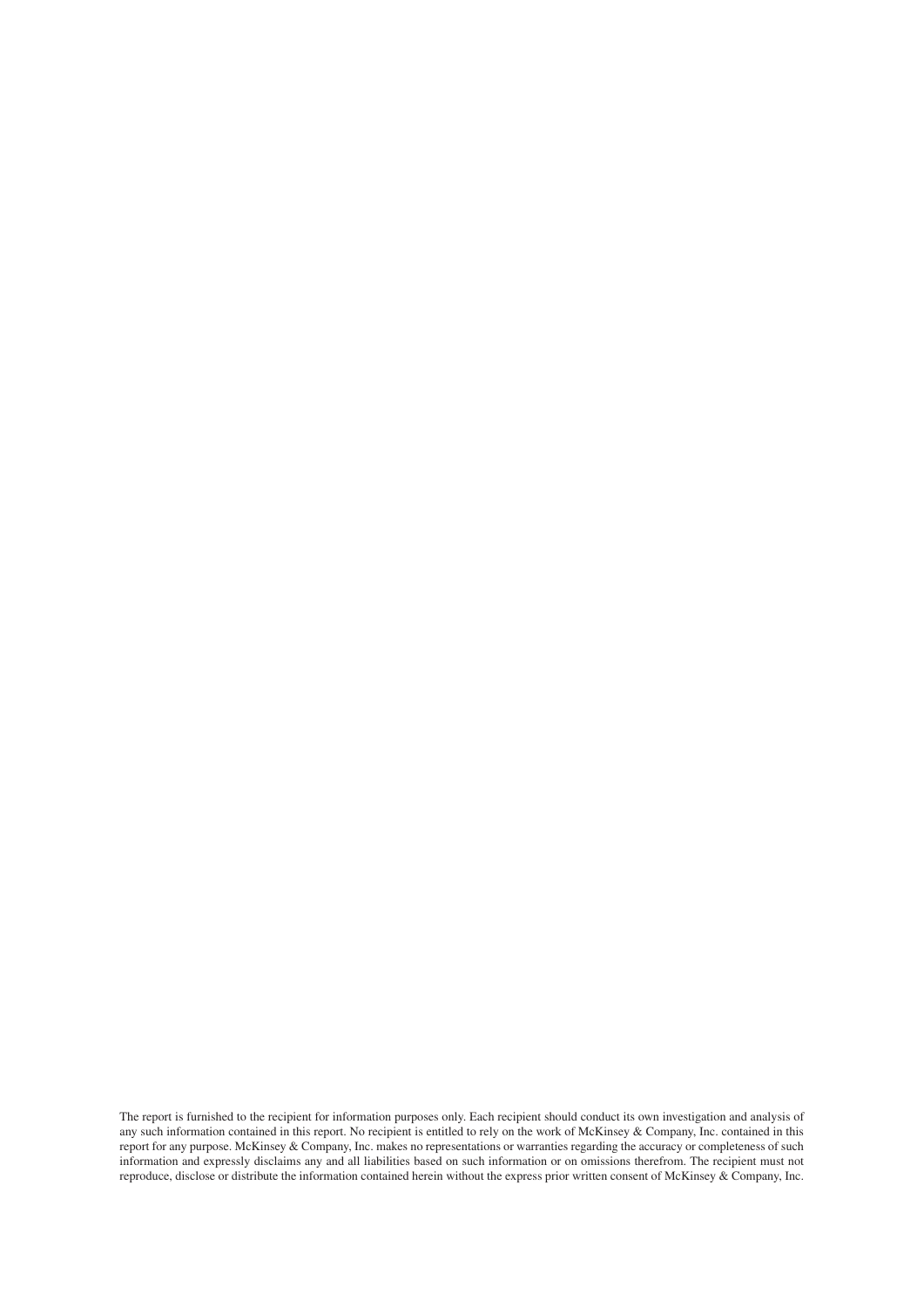The report is furnished to the recipient for information purposes only. Each recipient should conduct its own investigation and analysis of any such information contained in this report. No recipient is entitled to rely on the work of McKinsey & Company, Inc. contained in this report for any purpose. McKinsey & Company, Inc. makes no representations or warranties regarding the accuracy or completeness of such information and expressly disclaims any and all liabilities based on such information or on omissions therefrom. The recipient must not reproduce, disclose or distribute the information contained herein without the express prior written consent of McKinsey & Company, Inc.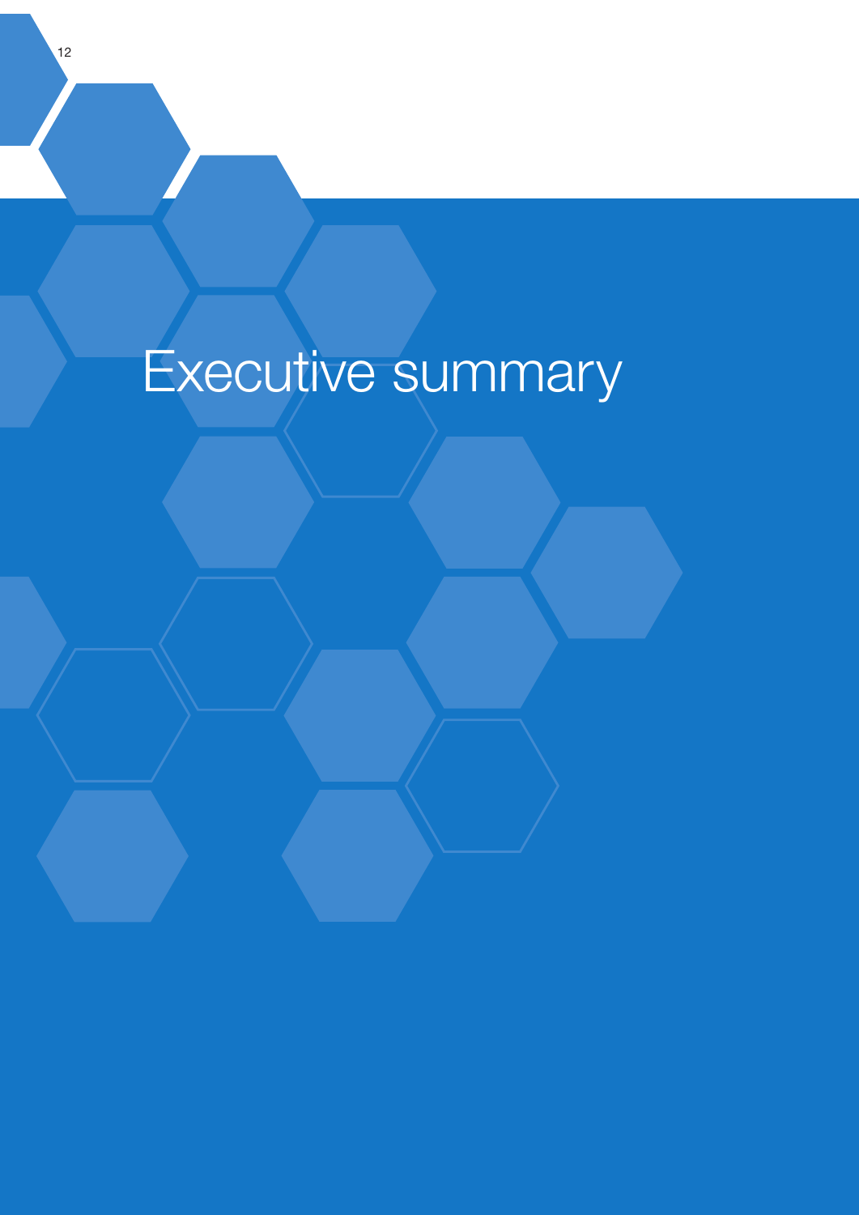# Executive summary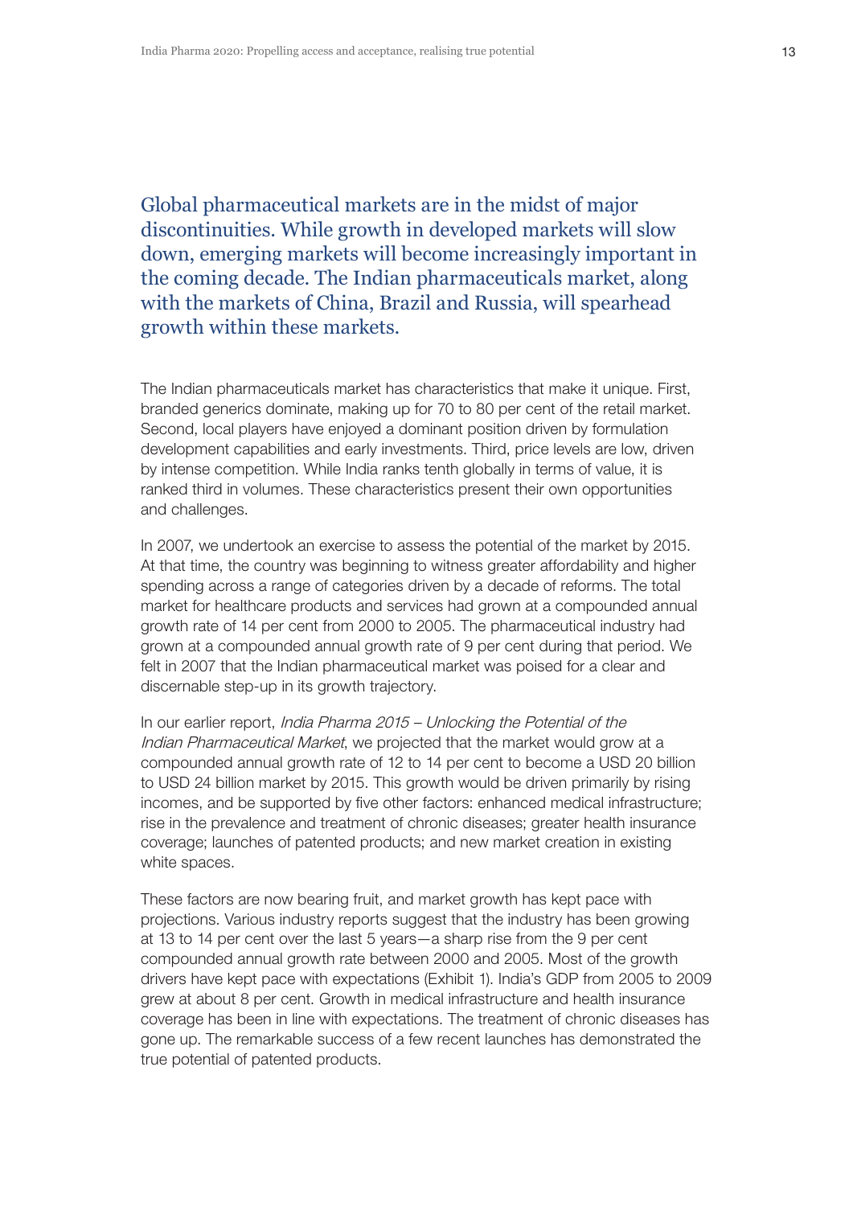Global pharmaceutical markets are in the midst of major discontinuities. While growth in developed markets will slow down, emerging markets will become increasingly important in the coming decade. The Indian pharmaceuticals market, along with the markets of China, Brazil and Russia, will spearhead growth within these markets.

The Indian pharmaceuticals market has characteristics that make it unique. First, branded generics dominate, making up for 70 to 80 per cent of the retail market. Second, local players have enjoyed a dominant position driven by formulation development capabilities and early investments. Third, price levels are low, driven by intense competition. While India ranks tenth globally in terms of value, it is ranked third in volumes. These characteristics present their own opportunities and challenges.

In 2007, we undertook an exercise to assess the potential of the market by 2015. At that time, the country was beginning to witness greater affordability and higher spending across a range of categories driven by a decade of reforms. The total market for healthcare products and services had grown at a compounded annual growth rate of 14 per cent from 2000 to 2005. The pharmaceutical industry had grown at a compounded annual growth rate of 9 per cent during that period. We felt in 2007 that the Indian pharmaceutical market was poised for a clear and discernable step-up in its growth trajectory.

In our earlier report, *India Pharma 2015 – Unlocking the Potential of the Indian Pharmaceutical Market*, we projected that the market would grow at a compounded annual growth rate of 12 to 14 per cent to become a USD 20 billion to USD 24 billion market by 2015. This growth would be driven primarily by rising incomes, and be supported by five other factors: enhanced medical infrastructure; rise in the prevalence and treatment of chronic diseases; greater health insurance coverage; launches of patented products; and new market creation in existing white spaces.

These factors are now bearing fruit, and market growth has kept pace with projections. Various industry reports suggest that the industry has been growing at 13 to 14 per cent over the last 5 years—a sharp rise from the 9 per cent compounded annual growth rate between 2000 and 2005. Most of the growth drivers have kept pace with expectations (Exhibit 1). India's GDP from 2005 to 2009 grew at about 8 per cent. Growth in medical infrastructure and health insurance coverage has been in line with expectations. The treatment of chronic diseases has gone up. The remarkable success of a few recent launches has demonstrated the true potential of patented products.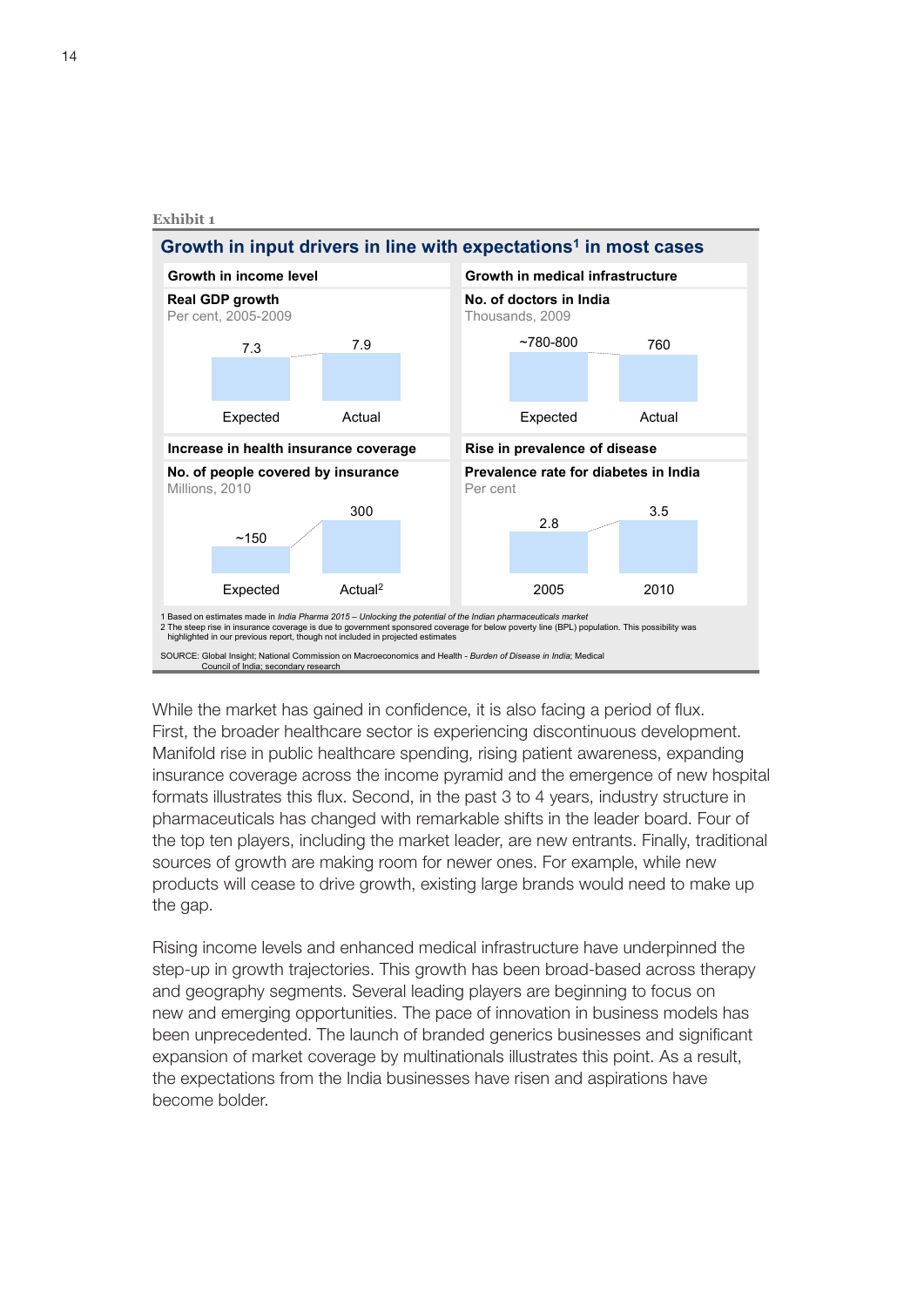Exhibit 1

## Growth in input drivers in line with expectations[1] in most cases

**Growth in income level**

**Real GDP growth**
Per cent, 2005-2009

| Expected | Actual |
|---|---|
| 7.3 | 7.9 |

**Growth in medical infrastructure**

**No. of doctors in India**
Thousands, 2009

| Expected | Actual |
|---|---|
| ~780-800 | 760 |

**Increase in health insurance coverage**

**No. of people covered by insurance**
Millions, 2010

| Expected | Actual[2] |
|---|---|
| ~150 | 300 |

**Rise in prevalence of disease**

**Prevalence rate for diabetes in India**
Per cent

| 2005 | 2010 |
|---|---|
| 2.8 | 3.5 |

1 Based on estimates made in *India Pharma 2015 – Unlocking the potential of the Indian pharmaceuticals market*
2 The steep rise in insurance coverage is due to government sponsored coverage for below poverty line (BPL) population. This possibility was highlighted in our previous report, though not included in projected estimates

SOURCE: Global Insight; National Commission on Macroeconomics and Health - *Burden of Disease in India*; Medical Council of India; secondary research

While the market has gained in confidence, it is also facing a period of flux. First, the broader healthcare sector is experiencing discontinuous development. Manifold rise in public healthcare spending, rising patient awareness, expanding insurance coverage across the income pyramid and the emergence of new hospital formats illustrates this flux. Second, in the past 3 to 4 years, industry structure in pharmaceuticals has changed with remarkable shifts in the leader board. Four of the top ten players, including the market leader, are new entrants. Finally, traditional sources of growth are making room for newer ones. For example, while new products will cease to drive growth, existing large brands would need to make up the gap.

Rising income levels and enhanced medical infrastructure have underpinned the step-up in growth trajectories. This growth has been broad-based across therapy and geography segments. Several leading players are beginning to focus on new and emerging opportunities. The pace of innovation in business models has been unprecedented. The launch of branded generics businesses and significant expansion of market coverage by multinationals illustrates this point. As a result, the expectations from the India businesses have risen and aspirations have become bolder.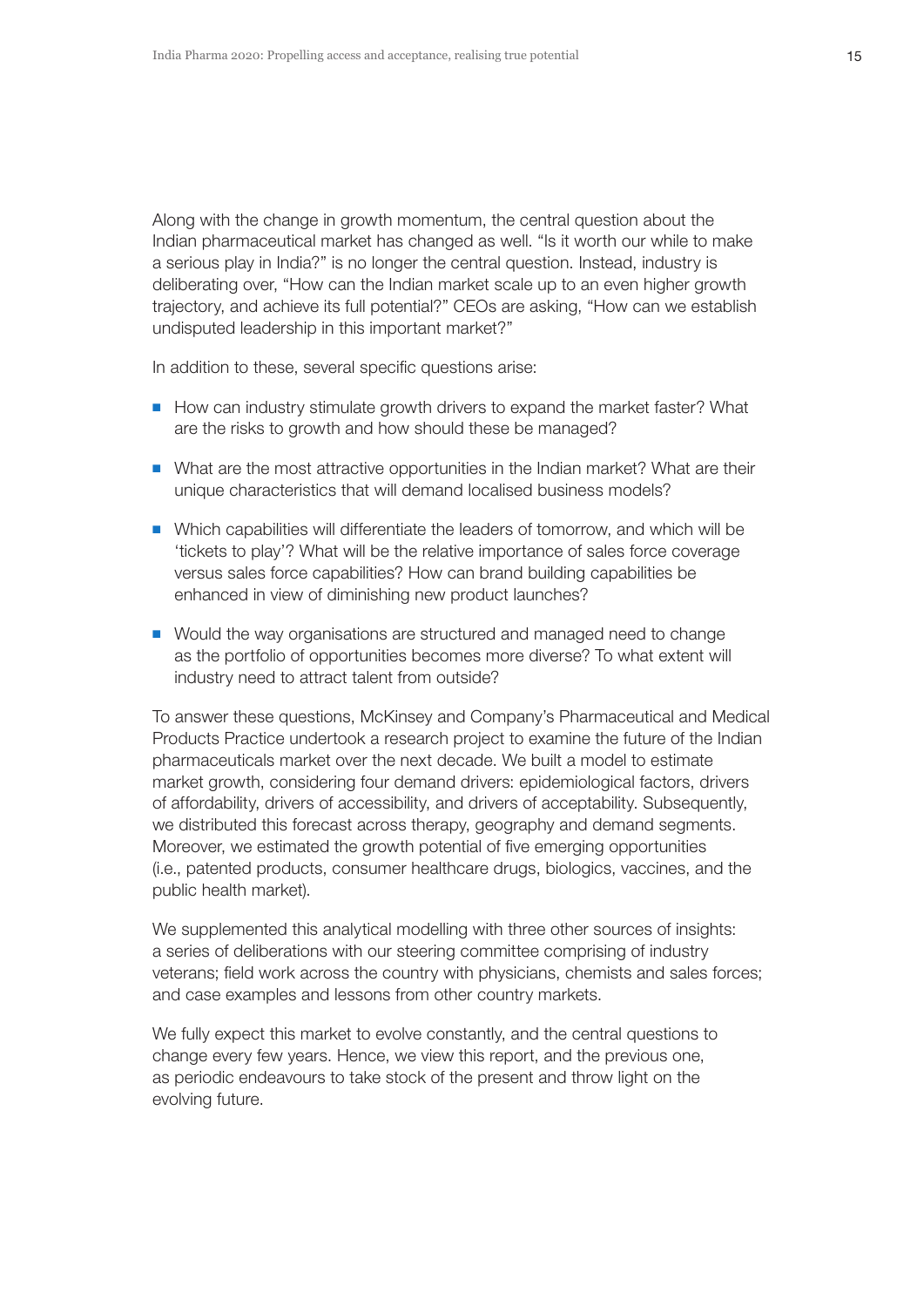Along with the change in growth momentum, the central question about the Indian pharmaceutical market has changed as well. "Is it worth our while to make a serious play in India?" is no longer the central question. Instead, industry is deliberating over, "How can the Indian market scale up to an even higher growth trajectory, and achieve its full potential?" CEOs are asking, "How can we establish undisputed leadership in this important market?"

In addition to these, several specific questions arise:

- How can industry stimulate growth drivers to expand the market faster? What are the risks to growth and how should these be managed?
- What are the most attractive opportunities in the Indian market? What are their unique characteristics that will demand localised business models?
- Which capabilities will differentiate the leaders of tomorrow, and which will be 'tickets to play'? What will be the relative importance of sales force coverage versus sales force capabilities? How can brand building capabilities be enhanced in view of diminishing new product launches?
- Would the way organisations are structured and managed need to change as the portfolio of opportunities becomes more diverse? To what extent will industry need to attract talent from outside?

To answer these questions, McKinsey and Company's Pharmaceutical and Medical Products Practice undertook a research project to examine the future of the Indian pharmaceuticals market over the next decade. We built a model to estimate market growth, considering four demand drivers: epidemiological factors, drivers of affordability, drivers of accessibility, and drivers of acceptability. Subsequently, we distributed this forecast across therapy, geography and demand segments. Moreover, we estimated the growth potential of five emerging opportunities (i.e., patented products, consumer healthcare drugs, biologics, vaccines, and the public health market).

We supplemented this analytical modelling with three other sources of insights: a series of deliberations with our steering committee comprising of industry veterans; field work across the country with physicians, chemists and sales forces; and case examples and lessons from other country markets.

We fully expect this market to evolve constantly, and the central questions to change every few years. Hence, we view this report, and the previous one, as periodic endeavours to take stock of the present and throw light on the evolving future.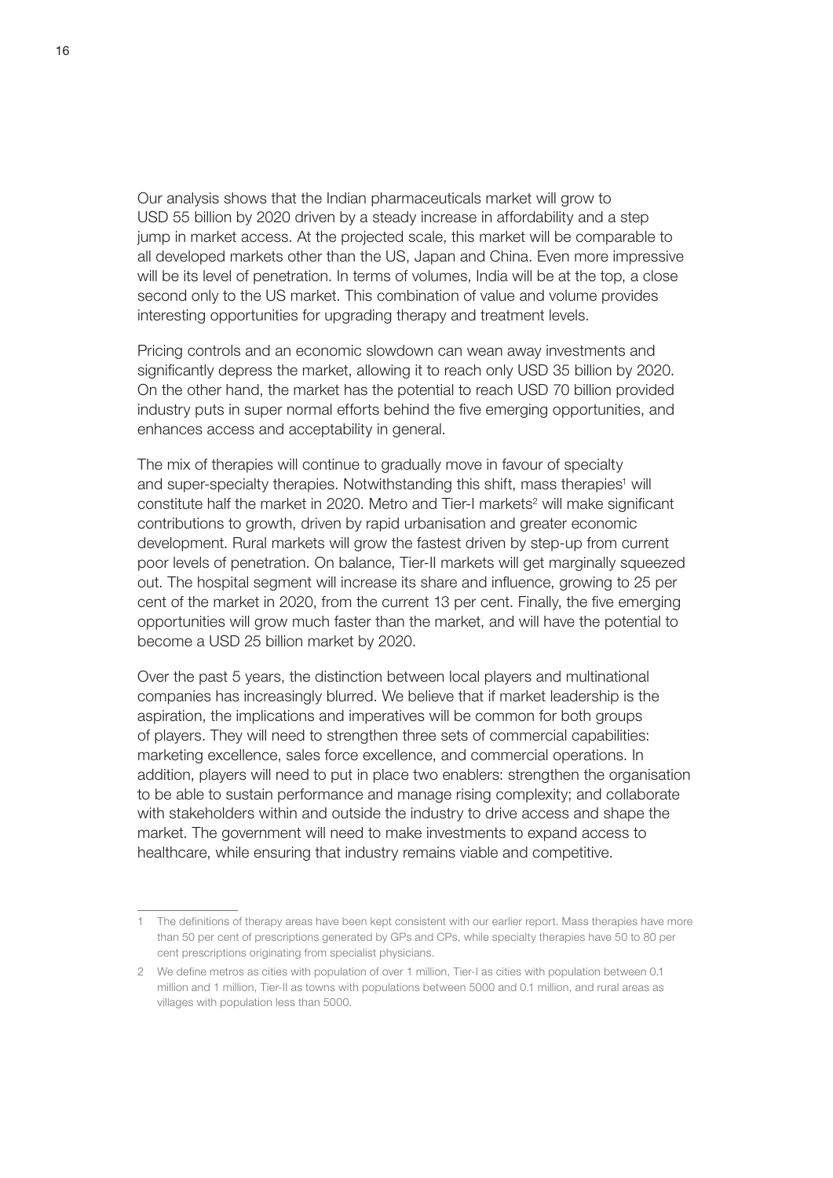Our analysis shows that the Indian pharmaceuticals market will grow to USD 55 billion by 2020 driven by a steady increase in affordability and a step jump in market access. At the projected scale, this market will be comparable to all developed markets other than the US, Japan and China. Even more impressive will be its level of penetration. In terms of volumes, India will be at the top, a close second only to the US market. This combination of value and volume provides interesting opportunities for upgrading therapy and treatment levels.

Pricing controls and an economic slowdown can wean away investments and significantly depress the market, allowing it to reach only USD 35 billion by 2020. On the other hand, the market has the potential to reach USD 70 billion provided industry puts in super normal efforts behind the five emerging opportunities, and enhances access and acceptability in general.

The mix of therapies will continue to gradually move in favour of specialty and super-specialty therapies. Notwithstanding this shift, mass therapies[1] will constitute half the market in 2020. Metro and Tier-I markets[2] will make significant contributions to growth, driven by rapid urbanisation and greater economic development. Rural markets will grow the fastest driven by step-up from current poor levels of penetration. On balance, Tier-II markets will get marginally squeezed out. The hospital segment will increase its share and influence, growing to 25 per cent of the market in 2020, from the current 13 per cent. Finally, the five emerging opportunities will grow much faster than the market, and will have the potential to become a USD 25 billion market by 2020.

Over the past 5 years, the distinction between local players and multinational companies has increasingly blurred. We believe that if market leadership is the aspiration, the implications and imperatives will be common for both groups of players. They will need to strengthen three sets of commercial capabilities: marketing excellence, sales force excellence, and commercial operations. In addition, players will need to put in place two enablers: strengthen the organisation to be able to sustain performance and manage rising complexity; and collaborate with stakeholders within and outside the industry to drive access and shape the market. The government will need to make investments to expand access to healthcare, while ensuring that industry remains viable and competitive.

---

1 The definitions of therapy areas have been kept consistent with our earlier report. Mass therapies have more than 50 per cent of prescriptions generated by GPs and CPs, while specialty therapies have 50 to 80 per cent prescriptions originating from specialist physicians.

2 We define metros as cities with population of over 1 million, Tier-I as cities with population between 0.1 million and 1 million, Tier-II as towns with populations between 5000 and 0.1 million, and rural areas as villages with population less than 5000.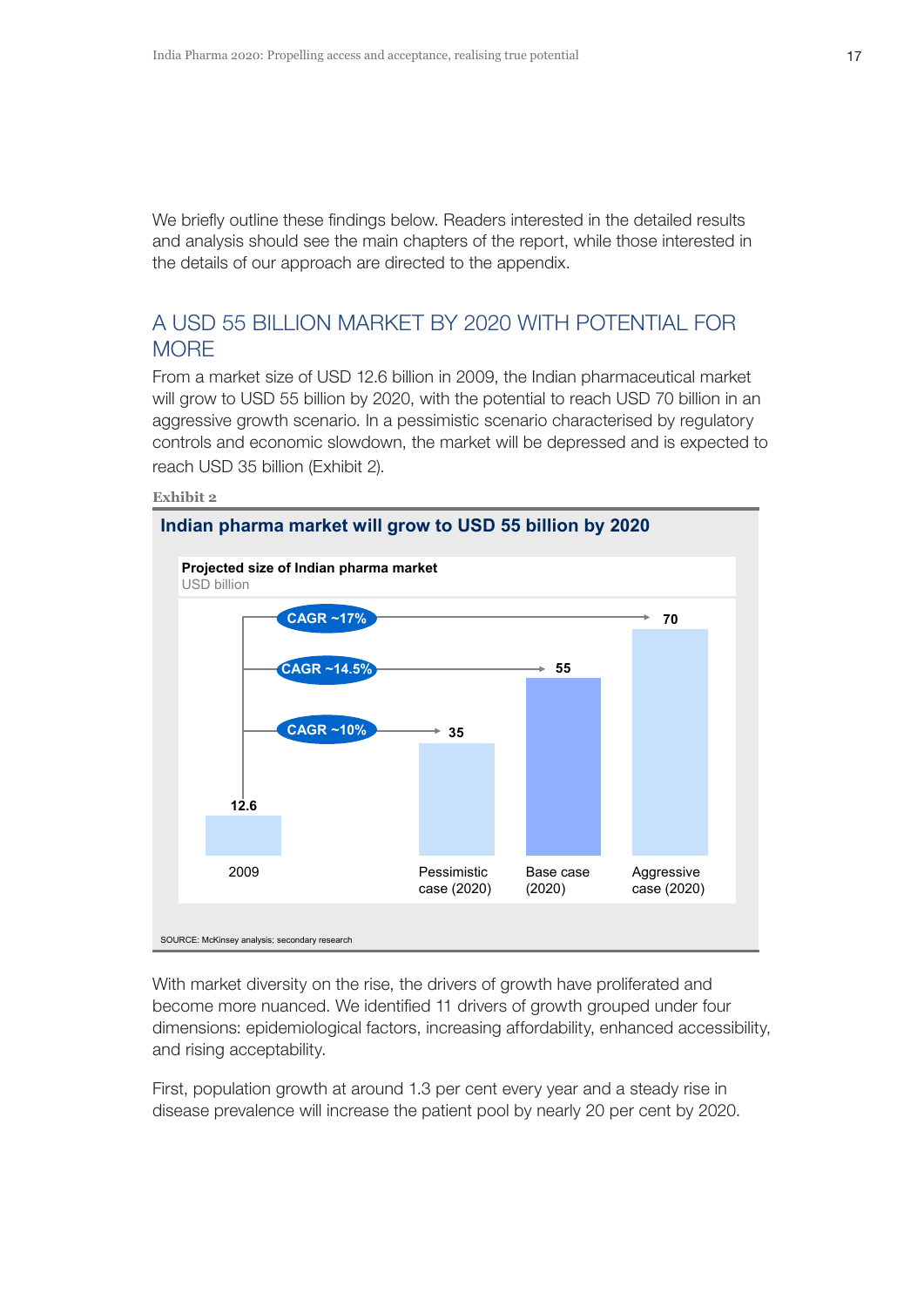We briefly outline these findings below. Readers interested in the detailed results and analysis should see the main chapters of the report, while those interested in the details of our approach are directed to the appendix.

## A USD 55 BILLION MARKET BY 2020 WITH POTENTIAL FOR MORE

From a market size of USD 12.6 billion in 2009, the Indian pharmaceutical market will grow to USD 55 billion by 2020, with the potential to reach USD 70 billion in an aggressive growth scenario. In a pessimistic scenario characterised by regulatory controls and economic slowdown, the market will be depressed and is expected to reach USD 35 billion (Exhibit 2).

**Exhibit 2**

**Indian pharma market will grow to USD 55 billion by 2020**

**Projected size of Indian pharma market**
USD billion

| | 2009 | Pessimistic case (2020) | Base case (2020) | Aggressive case (2020) |
|---|---|---|---|---|
| Market size | 12.6 | 35 | 55 | 70 |
| CAGR from 2009 | | ~10% | ~14.5% | ~17% |

SOURCE: McKinsey analysis; secondary research

With market diversity on the rise, the drivers of growth have proliferated and become more nuanced. We identified 11 drivers of growth grouped under four dimensions: epidemiological factors, increasing affordability, enhanced accessibility, and rising acceptability.

First, population growth at around 1.3 per cent every year and a steady rise in disease prevalence will increase the patient pool by nearly 20 per cent by 2020.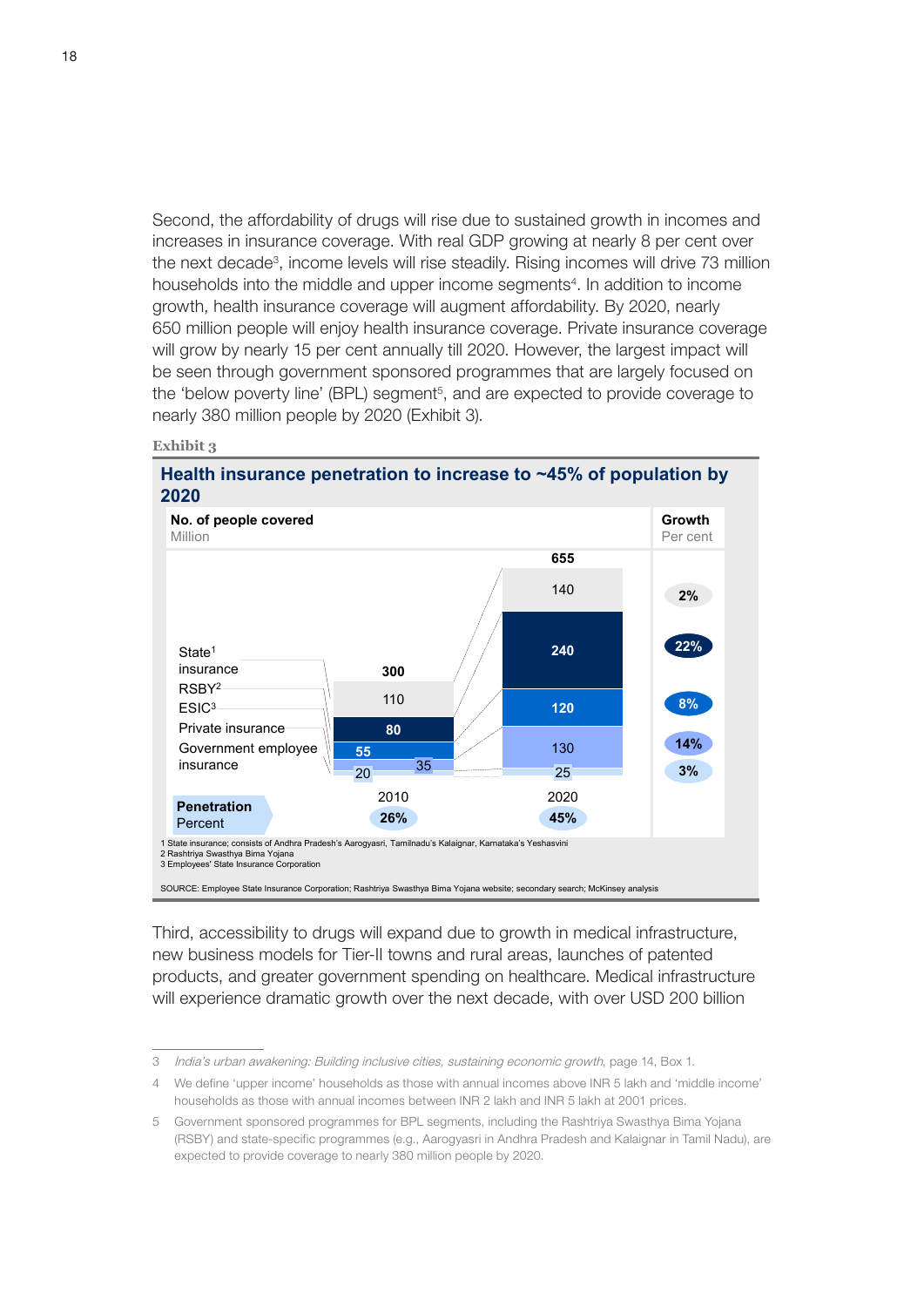Second, the affordability of drugs will rise due to sustained growth in incomes and increases in insurance coverage. With real GDP growing at nearly 8 per cent over the next decade[3], income levels will rise steadily. Rising incomes will drive 73 million households into the middle and upper income segments[4]. In addition to income growth, health insurance coverage will augment affordability. By 2020, nearly 650 million people will enjoy health insurance coverage. Private insurance coverage will grow by nearly 15 per cent annually till 2020. However, the largest impact will be seen through government sponsored programmes that are largely focused on the 'below poverty line' (BPL) segment[5], and are expected to provide coverage to nearly 380 million people by 2020 (Exhibit 3).

**Exhibit 3**

**Health insurance penetration to increase to ~45% of population by 2020**

No. of people covered (Million)

| | 2010 | 2020 | Growth (Per cent) |
|---|---|---|---|
| State[1] insurance | 110 | 140 | 2% |
| RSBY[2] | 80 | 240 | 22% |
| ESIC[3] | 55 | 120 | 8% |
| Private insurance | 35 | 130 | 14% |
| Government employee insurance | 20 | 25 | 3% |
| **Total** | **300** | **655** | |
| **Penetration (Percent)** | **26%** | **45%** | |

1 State insurance; consists of Andhra Pradesh's Aarogyasri, Tamilnadu's Kalaignar, Karnataka's Yeshasvini
2 Rashtriya Swasthya Bima Yojana
3 Employees' State Insurance Corporation

SOURCE: Employee State Insurance Corporation; Rashtriya Swasthya Bima Yojana website; secondary search; McKinsey analysis

Third, accessibility to drugs will expand due to growth in medical infrastructure, new business models for Tier-II towns and rural areas, launches of patented products, and greater government spending on healthcare. Medical infrastructure will experience dramatic growth over the next decade, with over USD 200 billion

---

3 *India's urban awakening: Building inclusive cities, sustaining economic growth*, page 14, Box 1.

4 We define 'upper income' households as those with annual incomes above INR 5 lakh and 'middle income' households as those with annual incomes between INR 2 lakh and INR 5 lakh at 2001 prices.

5 Government sponsored programmes for BPL segments, including the Rashtriya Swasthya Bima Yojana (RSBY) and state-specific programmes (e.g., Aarogyasri in Andhra Pradesh and Kalaignar in Tamil Nadu), are expected to provide coverage to nearly 380 million people by 2020.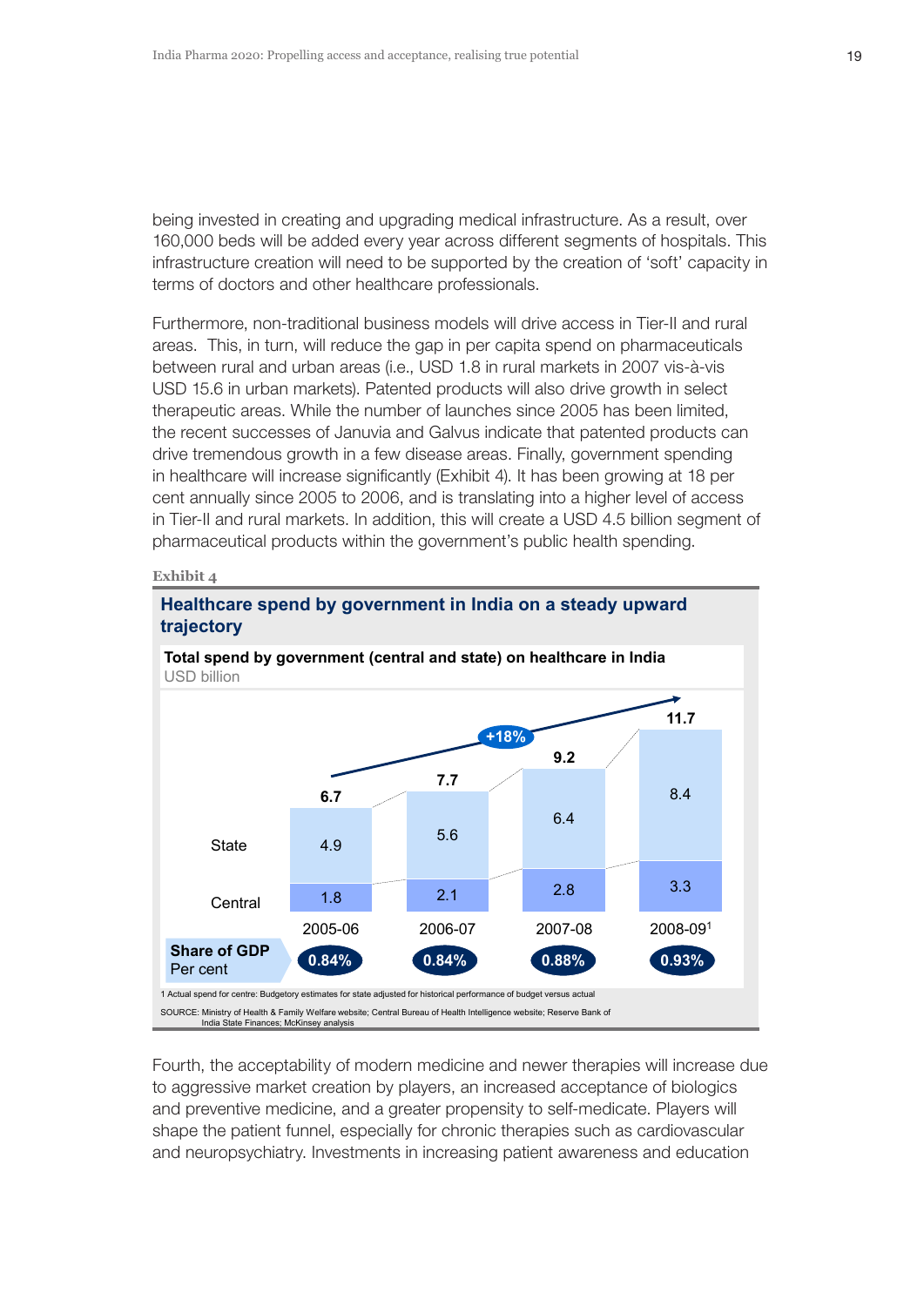being invested in creating and upgrading medical infrastructure. As a result, over 160,000 beds will be added every year across different segments of hospitals. This infrastructure creation will need to be supported by the creation of 'soft' capacity in terms of doctors and other healthcare professionals.

Furthermore, non-traditional business models will drive access in Tier-II and rural areas. This, in turn, will reduce the gap in per capita spend on pharmaceuticals between rural and urban areas (i.e., USD 1.8 in rural markets in 2007 vis-à-vis USD 15.6 in urban markets). Patented products will also drive growth in select therapeutic areas. While the number of launches since 2005 has been limited, the recent successes of Januvia and Galvus indicate that patented products can drive tremendous growth in a few disease areas. Finally, government spending in healthcare will increase significantly (Exhibit 4). It has been growing at 18 per cent annually since 2005 to 2006, and is translating into a higher level of access in Tier-II and rural markets. In addition, this will create a USD 4.5 billion segment of pharmaceutical products within the government's public health spending.

**Exhibit 4**

**Healthcare spend by government in India on a steady upward trajectory**

**Total spend by government (central and state) on healthcare in India**
USD billion

| | 2005-06 | 2006-07 | 2007-08 | 2008-09[1] |
|---|---|---|---|---|
| State | 4.9 | 5.6 | 6.4 | 8.4 |
| Central | 1.8 | 2.1 | 2.8 | 3.3 |
| Total | 6.7 | 7.7 | 9.2 | 11.7 |
| **Share of GDP** Per cent | 0.84% | 0.84% | 0.88% | 0.93% |

Growth: +18%

1 Actual spend for centre: Budgetory estimates for state adjusted for historical performance of budget versus actual

SOURCE: Ministry of Health & Family Welfare website; Central Bureau of Health Intelligence website; Reserve Bank of India State Finances; McKinsey analysis

Fourth, the acceptability of modern medicine and newer therapies will increase due to aggressive market creation by players, an increased acceptance of biologics and preventive medicine, and a greater propensity to self-medicate. Players will shape the patient funnel, especially for chronic therapies such as cardiovascular and neuropsychiatry. Investments in increasing patient awareness and education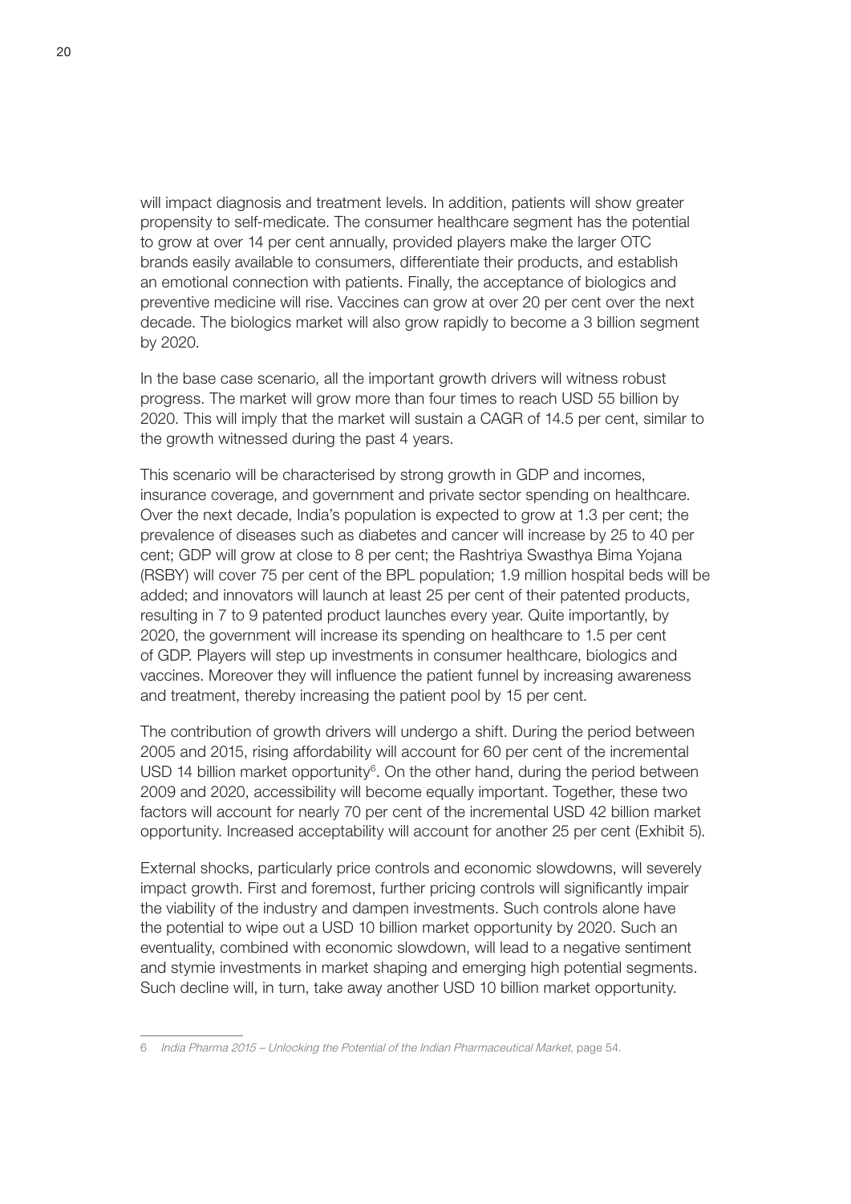will impact diagnosis and treatment levels. In addition, patients will show greater propensity to self-medicate. The consumer healthcare segment has the potential to grow at over 14 per cent annually, provided players make the larger OTC brands easily available to consumers, differentiate their products, and establish an emotional connection with patients. Finally, the acceptance of biologics and preventive medicine will rise. Vaccines can grow at over 20 per cent over the next decade. The biologics market will also grow rapidly to become a 3 billion segment by 2020.

In the base case scenario, all the important growth drivers will witness robust progress. The market will grow more than four times to reach USD 55 billion by 2020. This will imply that the market will sustain a CAGR of 14.5 per cent, similar to the growth witnessed during the past 4 years.

This scenario will be characterised by strong growth in GDP and incomes, insurance coverage, and government and private sector spending on healthcare. Over the next decade, India's population is expected to grow at 1.3 per cent; the prevalence of diseases such as diabetes and cancer will increase by 25 to 40 per cent; GDP will grow at close to 8 per cent; the Rashtriya Swasthya Bima Yojana (RSBY) will cover 75 per cent of the BPL population; 1.9 million hospital beds will be added; and innovators will launch at least 25 per cent of their patented products, resulting in 7 to 9 patented product launches every year. Quite importantly, by 2020, the government will increase its spending on healthcare to 1.5 per cent of GDP. Players will step up investments in consumer healthcare, biologics and vaccines. Moreover they will influence the patient funnel by increasing awareness and treatment, thereby increasing the patient pool by 15 per cent.

The contribution of growth drivers will undergo a shift. During the period between 2005 and 2015, rising affordability will account for 60 per cent of the incremental USD 14 billion market opportunity[6]. On the other hand, during the period between 2009 and 2020, accessibility will become equally important. Together, these two factors will account for nearly 70 per cent of the incremental USD 42 billion market opportunity. Increased acceptability will account for another 25 per cent (Exhibit 5).

External shocks, particularly price controls and economic slowdowns, will severely impact growth. First and foremost, further pricing controls will significantly impair the viability of the industry and dampen investments. Such controls alone have the potential to wipe out a USD 10 billion market opportunity by 2020. Such an eventuality, combined with economic slowdown, will lead to a negative sentiment and stymie investments in market shaping and emerging high potential segments. Such decline will, in turn, take away another USD 10 billion market opportunity.

---

6 *India Pharma 2015 – Unlocking the Potential of the Indian Pharmaceutical Market*, page 54.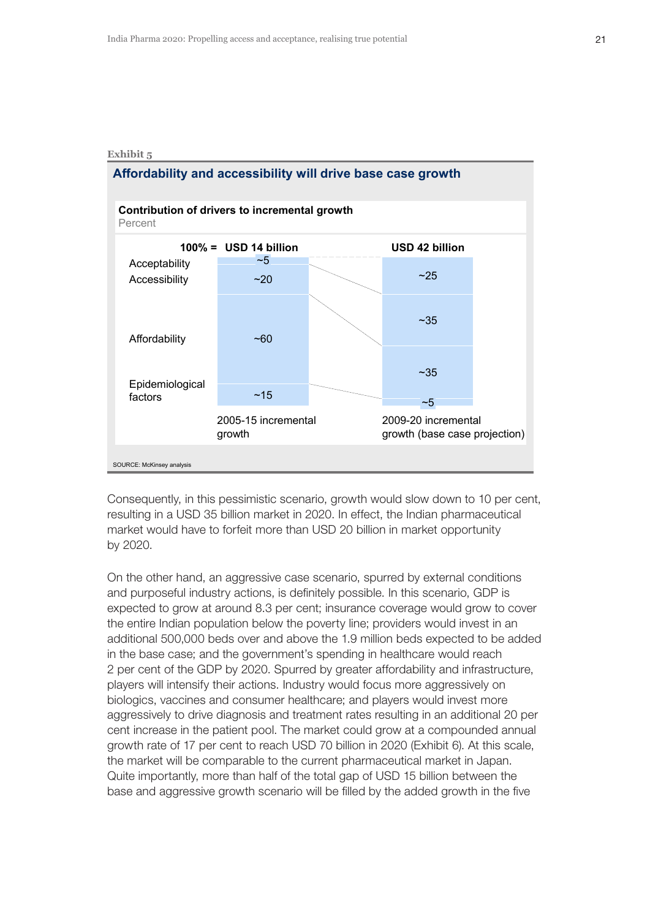Exhibit 5

## Affordability and accessibility will drive base case growth

**Contribution of drivers to incremental growth**
Percent

| 100% = | USD 14 billion | USD 42 billion |
|---|---|---|
| Acceptability | ~5 | ~25 |
| Accessibility | ~20 | ~35 |
| Affordability | ~60 | ~35 |
| Epidemiological factors | ~15 | ~5 |
| | 2005-15 incremental growth | 2009-20 incremental growth (base case projection) |

SOURCE: McKinsey analysis

Consequently, in this pessimistic scenario, growth would slow down to 10 per cent, resulting in a USD 35 billion market in 2020. In effect, the Indian pharmaceutical market would have to forfeit more than USD 20 billion in market opportunity by 2020.

On the other hand, an aggressive case scenario, spurred by external conditions and purposeful industry actions, is definitely possible. In this scenario, GDP is expected to grow at around 8.3 per cent; insurance coverage would grow to cover the entire Indian population below the poverty line; providers would invest in an additional 500,000 beds over and above the 1.9 million beds expected to be added in the base case; and the government's spending in healthcare would reach 2 per cent of the GDP by 2020. Spurred by greater affordability and infrastructure, players will intensify their actions. Industry would focus more aggressively on biologics, vaccines and consumer healthcare; and players would invest more aggressively to drive diagnosis and treatment rates resulting in an additional 20 per cent increase in the patient pool. The market could grow at a compounded annual growth rate of 17 per cent to reach USD 70 billion in 2020 (Exhibit 6). At this scale, the market will be comparable to the current pharmaceutical market in Japan. Quite importantly, more than half of the total gap of USD 15 billion between the base and aggressive growth scenario will be filled by the added growth in the five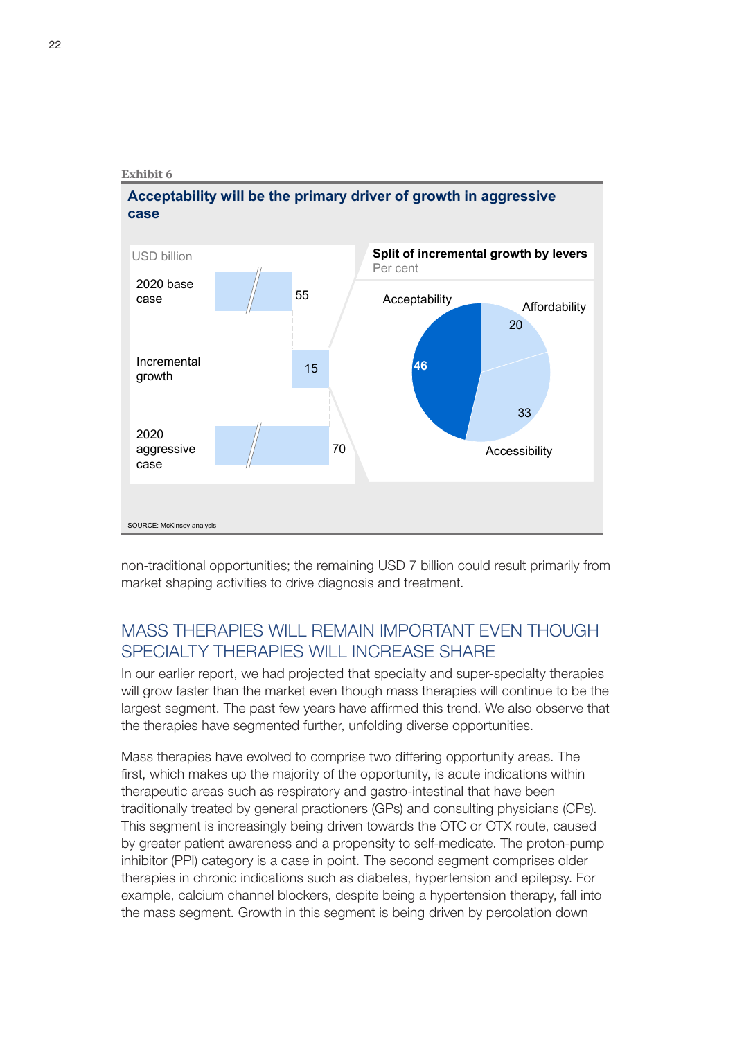**Exhibit 6**

**Acceptability will be the primary driver of growth in aggressive case**

USD billion

| | |
|---|---|
| 2020 base case | 55 |
| Incremental growth | 15 |
| 2020 aggressive case | 70 |

**Split of incremental growth by levers**
Per cent

| Lever | Per cent |
|---|---|
| Acceptability | 46 |
| Affordability | 20 |
| Accessibility | 33 |

SOURCE: McKinsey analysis

non-traditional opportunities; the remaining USD 7 billion could result primarily from market shaping activities to drive diagnosis and treatment.

## MASS THERAPIES WILL REMAIN IMPORTANT EVEN THOUGH SPECIALTY THERAPIES WILL INCREASE SHARE

In our earlier report, we had projected that specialty and super-specialty therapies will grow faster than the market even though mass therapies will continue to be the largest segment. The past few years have affirmed this trend. We also observe that the therapies have segmented further, unfolding diverse opportunities.

Mass therapies have evolved to comprise two differing opportunity areas. The first, which makes up the majority of the opportunity, is acute indications within therapeutic areas such as respiratory and gastro-intestinal that have been traditionally treated by general practioners (GPs) and consulting physicians (CPs). This segment is increasingly being driven towards the OTC or OTX route, caused by greater patient awareness and a propensity to self-medicate. The proton-pump inhibitor (PPI) category is a case in point. The second segment comprises older therapies in chronic indications such as diabetes, hypertension and epilepsy. For example, calcium channel blockers, despite being a hypertension therapy, fall into the mass segment. Growth in this segment is being driven by percolation down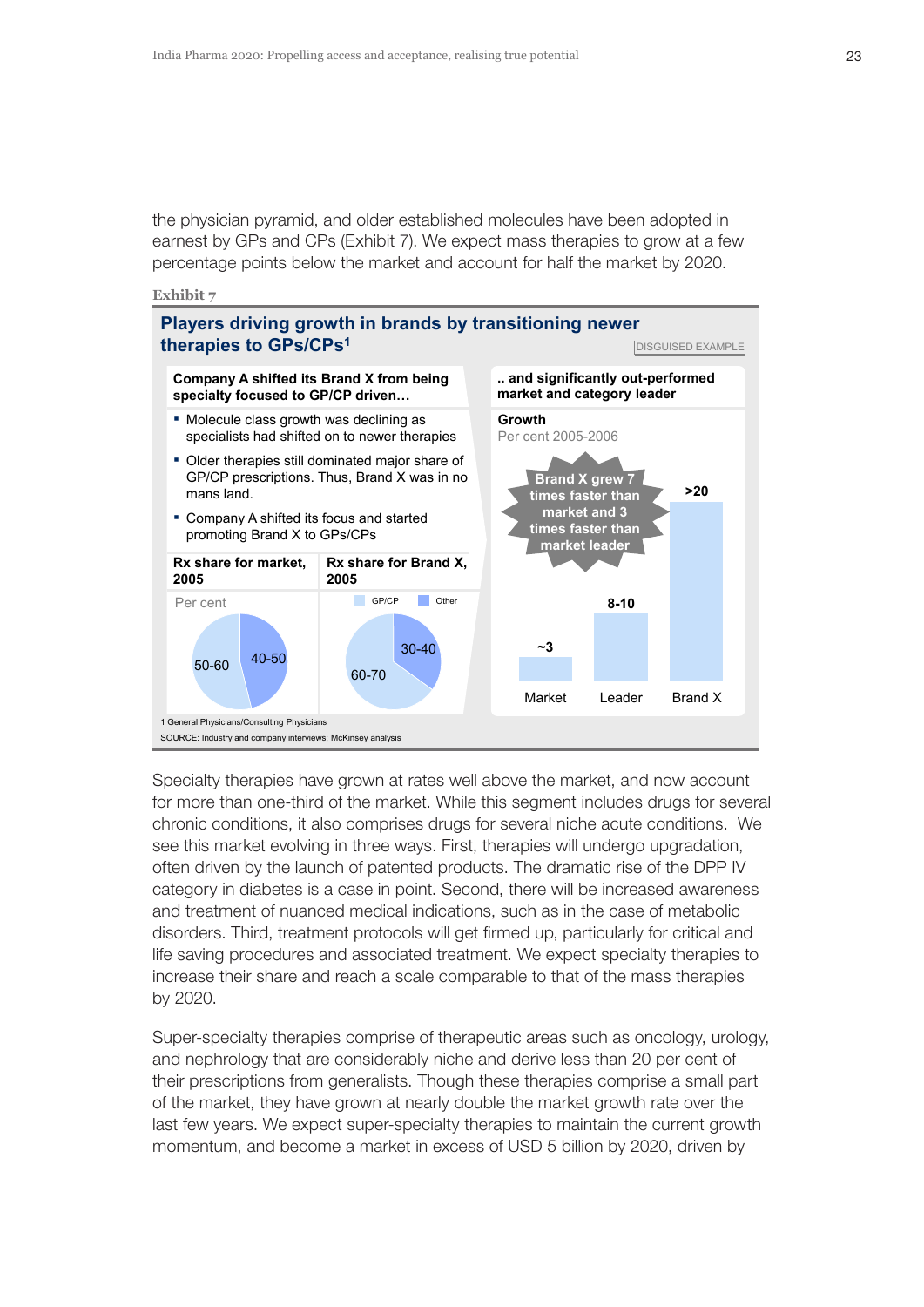the physician pyramid, and older established molecules have been adopted in earnest by GPs and CPs (Exhibit 7). We expect mass therapies to grow at a few percentage points below the market and account for half the market by 2020.

**Exhibit 7**

### Players driving growth in brands by transitioning newer therapies to GPs/CPs[1]

DISGUISED EXAMPLE

**Company A shifted its Brand X from being specialty focused to GP/CP driven…**

- Molecule class growth was declining as specialists had shifted on to newer therapies
- Older therapies still dominated major share of GP/CP prescriptions. Thus, Brand X was in no mans land.
- Company A shifted its focus and started promoting Brand X to GPs/CPs

**Rx share for market, 2005**

Per cent

| GP/CP | Other |
|---|---|
| 50-60 | 40-50 |

**Rx share for Brand X, 2005**

| GP/CP | Other |
|---|---|
| 60-70 | 30-40 |

**.. and significantly out-performed market and category leader**

**Growth**
Per cent 2005-2006

| Market | Leader | Brand X |
|---|---|---|
| ~3 | 8-10 | >20 |

Brand X grew 7 times faster than market and 3 times faster than market leader

1 General Physicians/Consulting Physicians

SOURCE: Industry and company interviews; McKinsey analysis

Specialty therapies have grown at rates well above the market, and now account for more than one-third of the market. While this segment includes drugs for several chronic conditions, it also comprises drugs for several niche acute conditions. We see this market evolving in three ways. First, therapies will undergo upgradation, often driven by the launch of patented products. The dramatic rise of the DPP IV category in diabetes is a case in point. Second, there will be increased awareness and treatment of nuanced medical indications, such as in the case of metabolic disorders. Third, treatment protocols will get firmed up, particularly for critical and life saving procedures and associated treatment. We expect specialty therapies to increase their share and reach a scale comparable to that of the mass therapies by 2020.

Super-specialty therapies comprise of therapeutic areas such as oncology, urology, and nephrology that are considerably niche and derive less than 20 per cent of their prescriptions from generalists. Though these therapies comprise a small part of the market, they have grown at nearly double the market growth rate over the last few years. We expect super-specialty therapies to maintain the current growth momentum, and become a market in excess of USD 5 billion by 2020, driven by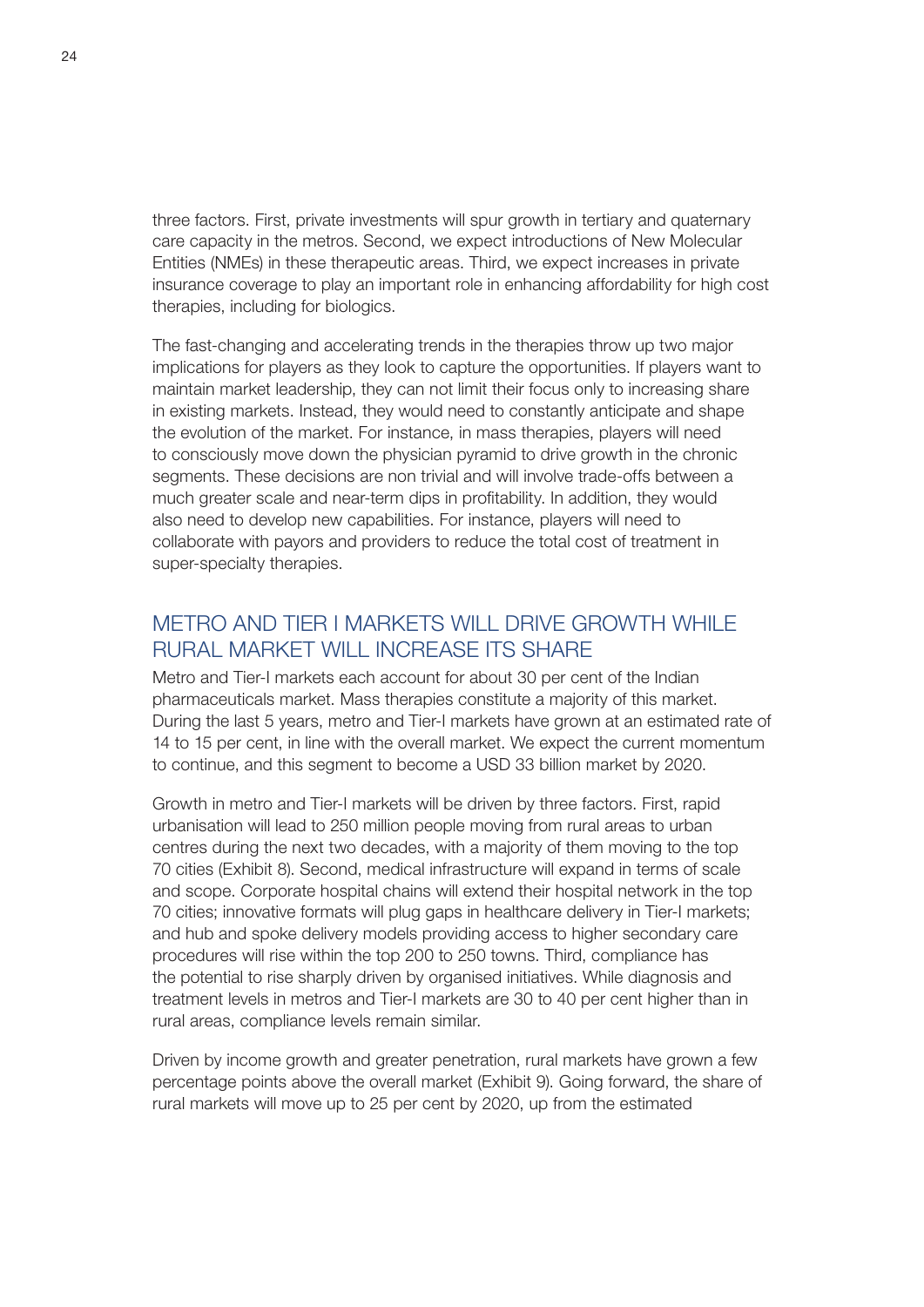three factors. First, private investments will spur growth in tertiary and quaternary care capacity in the metros. Second, we expect introductions of New Molecular Entities (NMEs) in these therapeutic areas. Third, we expect increases in private insurance coverage to play an important role in enhancing affordability for high cost therapies, including for biologics.

The fast-changing and accelerating trends in the therapies throw up two major implications for players as they look to capture the opportunities. If players want to maintain market leadership, they can not limit their focus only to increasing share in existing markets. Instead, they would need to constantly anticipate and shape the evolution of the market. For instance, in mass therapies, players will need to consciously move down the physician pyramid to drive growth in the chronic segments. These decisions are non trivial and will involve trade-offs between a much greater scale and near-term dips in profitability. In addition, they would also need to develop new capabilities. For instance, players will need to collaborate with payors and providers to reduce the total cost of treatment in super-specialty therapies.

## METRO AND TIER I MARKETS WILL DRIVE GROWTH WHILE RURAL MARKET WILL INCREASE ITS SHARE

Metro and Tier-I markets each account for about 30 per cent of the Indian pharmaceuticals market. Mass therapies constitute a majority of this market. During the last 5 years, metro and Tier-I markets have grown at an estimated rate of 14 to 15 per cent, in line with the overall market. We expect the current momentum to continue, and this segment to become a USD 33 billion market by 2020.

Growth in metro and Tier-I markets will be driven by three factors. First, rapid urbanisation will lead to 250 million people moving from rural areas to urban centres during the next two decades, with a majority of them moving to the top 70 cities (Exhibit 8). Second, medical infrastructure will expand in terms of scale and scope. Corporate hospital chains will extend their hospital network in the top 70 cities; innovative formats will plug gaps in healthcare delivery in Tier-I markets; and hub and spoke delivery models providing access to higher secondary care procedures will rise within the top 200 to 250 towns. Third, compliance has the potential to rise sharply driven by organised initiatives. While diagnosis and treatment levels in metros and Tier-I markets are 30 to 40 per cent higher than in rural areas, compliance levels remain similar.

Driven by income growth and greater penetration, rural markets have grown a few percentage points above the overall market (Exhibit 9). Going forward, the share of rural markets will move up to 25 per cent by 2020, up from the estimated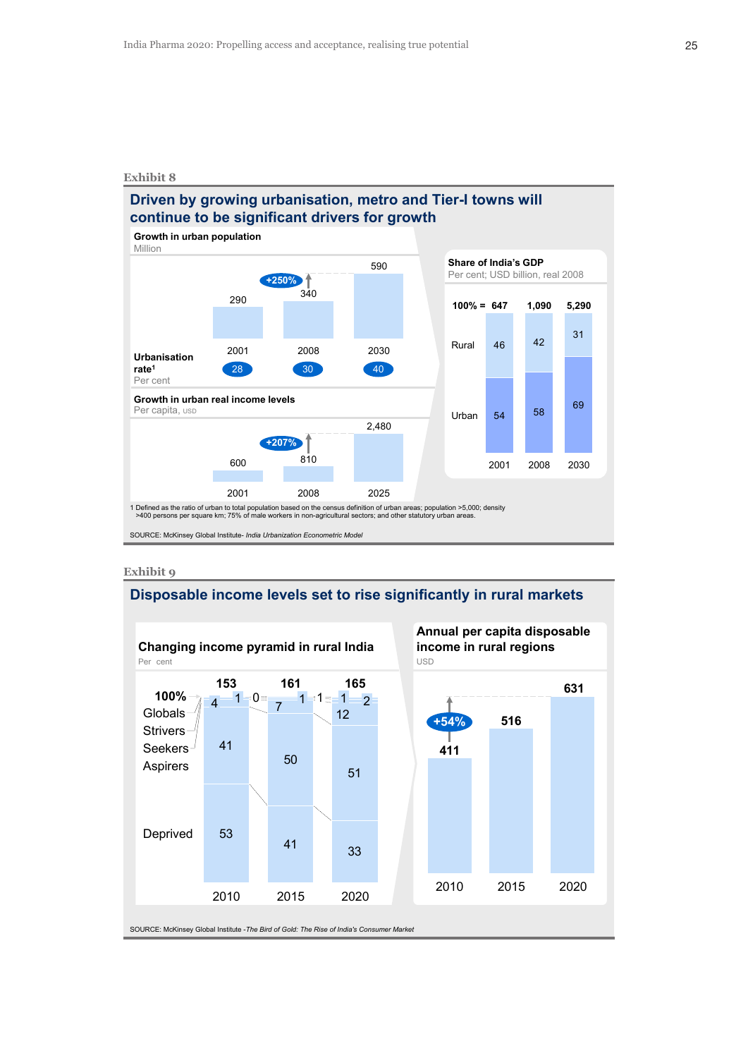Exhibit 8

## Driven by growing urbanisation, metro and Tier-I towns will continue to be significant drivers for growth

**Growth in urban population**
Million

| | 2001 | 2008 | 2030 |
|---|---|---|---|
| Urban population | 290 | 340 | 590 |

+250%

**Urbanisation rate[1]**
Per cent

| 2001 | 2008 | 2030 |
|---|---|---|
| 28 | 30 | 40 |

**Growth in urban real income levels**
Per capita, USD

| 2001 | 2008 | 2025 |
|---|---|---|
| 600 | 810 | 2,480 |

+207%

**Share of India's GDP**
Per cent; USD billion, real 2008

| | 2001 | 2008 | 2030 |
|---|---|---|---|
| 100% = | 647 | 1,090 | 5,290 |
| Rural | 46 | 42 | 31 |
| Urban | 54 | 58 | 69 |

1 Defined as the ratio of urban to total population based on the census definition of urban areas; population >5,000; density >400 persons per square km; 75% of male workers in non-agricultural sectors; and other statutory urban areas.

SOURCE: McKinsey Global Institute- *India Urbanization Econometric Model*

Exhibit 9

## Disposable income levels set to rise significantly in rural markets

**Changing income pyramid in rural India**
Per cent

| | 2010 | 2015 | 2020 |
|---|---|---|---|
| 100% | 153 | 161 | 165 |
| Globals | 0 | 1 | 1 |
| Strivers | 1 | 1 | 2 |
| Seekers | 4 | 7 | 12 |
| Aspirers | 41 | 50 | 51 |
| Deprived | 53 | 41 | 33 |

**Annual per capita disposable income in rural regions**
USD

| 2010 | 2015 | 2020 |
|---|---|---|
| 411 | 516 | 631 |

+54%

SOURCE: McKinsey Global Institute -*The Bird of Gold: The Rise of India's Consumer Market*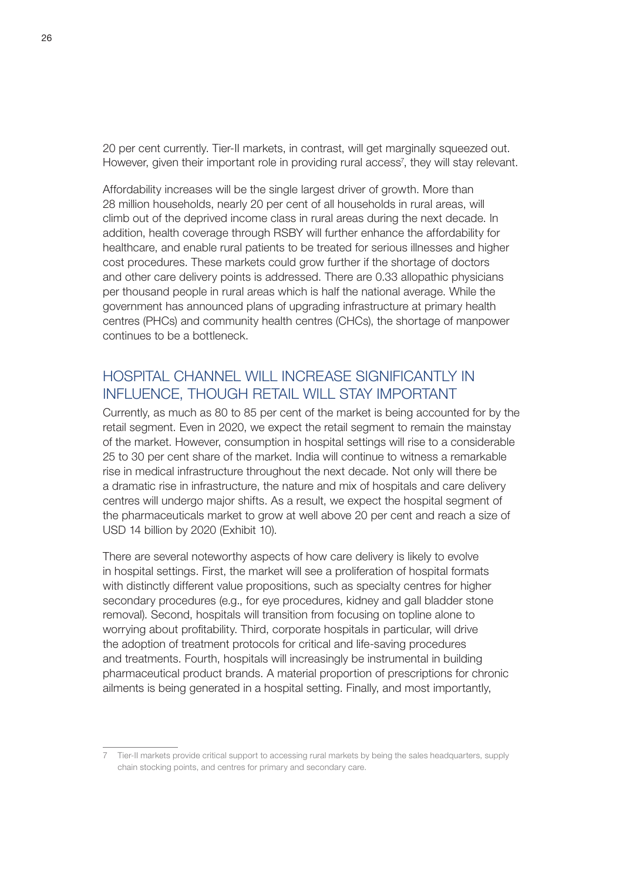20 per cent currently. Tier-II markets, in contrast, will get marginally squeezed out. However, given their important role in providing rural access[7], they will stay relevant.

Affordability increases will be the single largest driver of growth. More than 28 million households, nearly 20 per cent of all households in rural areas, will climb out of the deprived income class in rural areas during the next decade. In addition, health coverage through RSBY will further enhance the affordability for healthcare, and enable rural patients to be treated for serious illnesses and higher cost procedures. These markets could grow further if the shortage of doctors and other care delivery points is addressed. There are 0.33 allopathic physicians per thousand people in rural areas which is half the national average. While the government has announced plans of upgrading infrastructure at primary health centres (PHCs) and community health centres (CHCs), the shortage of manpower continues to be a bottleneck.

## HOSPITAL CHANNEL WILL INCREASE SIGNIFICANTLY IN INFLUENCE, THOUGH RETAIL WILL STAY IMPORTANT

Currently, as much as 80 to 85 per cent of the market is being accounted for by the retail segment. Even in 2020, we expect the retail segment to remain the mainstay of the market. However, consumption in hospital settings will rise to a considerable 25 to 30 per cent share of the market. India will continue to witness a remarkable rise in medical infrastructure throughout the next decade. Not only will there be a dramatic rise in infrastructure, the nature and mix of hospitals and care delivery centres will undergo major shifts. As a result, we expect the hospital segment of the pharmaceuticals market to grow at well above 20 per cent and reach a size of USD 14 billion by 2020 (Exhibit 10).

There are several noteworthy aspects of how care delivery is likely to evolve in hospital settings. First, the market will see a proliferation of hospital formats with distinctly different value propositions, such as specialty centres for higher secondary procedures (e.g., for eye procedures, kidney and gall bladder stone removal). Second, hospitals will transition from focusing on topline alone to worrying about profitability. Third, corporate hospitals in particular, will drive the adoption of treatment protocols for critical and life-saving procedures and treatments. Fourth, hospitals will increasingly be instrumental in building pharmaceutical product brands. A material proportion of prescriptions for chronic ailments is being generated in a hospital setting. Finally, and most importantly,

---

7 Tier-II markets provide critical support to accessing rural markets by being the sales headquarters, supply chain stocking points, and centres for primary and secondary care.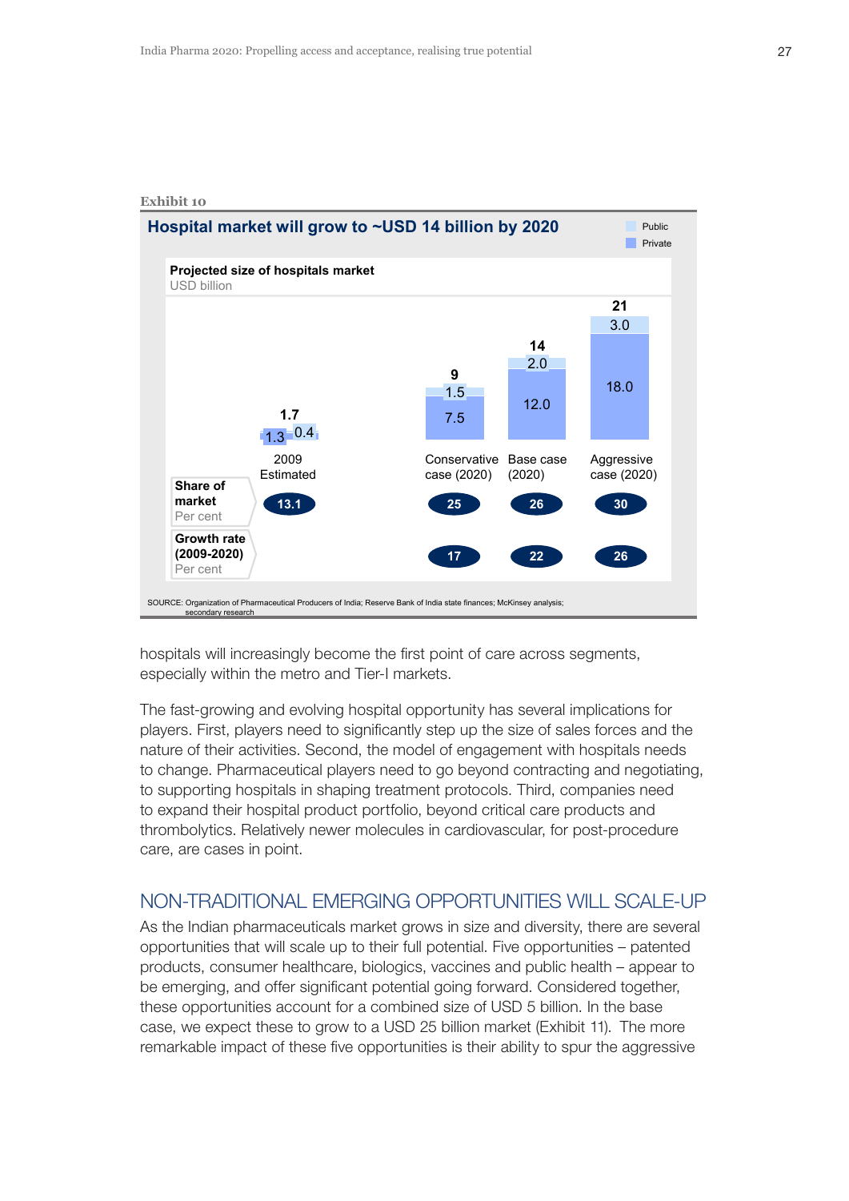**Exhibit 10**

## Hospital market will grow to ~USD 14 billion by 2020

**Projected size of hospitals market**
USD billion

| | 2009 Estimated | Conservative case (2020) | Base case (2020) | Aggressive case (2020) |
|---|---|---|---|---|
| Public | 0.4 | 1.5 | 2.0 | 3.0 |
| Private | 1.3 | 7.5 | 12.0 | 18.0 |
| Total | 1.7 | 9 | 14 | 21 |
| **Share of market** Per cent | 13.1 | 25 | 26 | 30 |
| **Growth rate (2009-2020)** Per cent | | 17 | 22 | 26 |

SOURCE: Organization of Pharmaceutical Producers of India; Reserve Bank of India state finances; McKinsey analysis; secondary research

hospitals will increasingly become the first point of care across segments, especially within the metro and Tier-I markets.

The fast-growing and evolving hospital opportunity has several implications for players. First, players need to significantly step up the size of sales forces and the nature of their activities. Second, the model of engagement with hospitals needs to change. Pharmaceutical players need to go beyond contracting and negotiating, to supporting hospitals in shaping treatment protocols. Third, companies need to expand their hospital product portfolio, beyond critical care products and thrombolytics. Relatively newer molecules in cardiovascular, for post-procedure care, are cases in point.

## NON-TRADITIONAL EMERGING OPPORTUNITIES WILL SCALE-UP

As the Indian pharmaceuticals market grows in size and diversity, there are several opportunities that will scale up to their full potential. Five opportunities – patented products, consumer healthcare, biologics, vaccines and public health – appear to be emerging, and offer significant potential going forward. Considered together, these opportunities account for a combined size of USD 5 billion. In the base case, we expect these to grow to a USD 25 billion market (Exhibit 11). The more remarkable impact of these five opportunities is their ability to spur the aggressive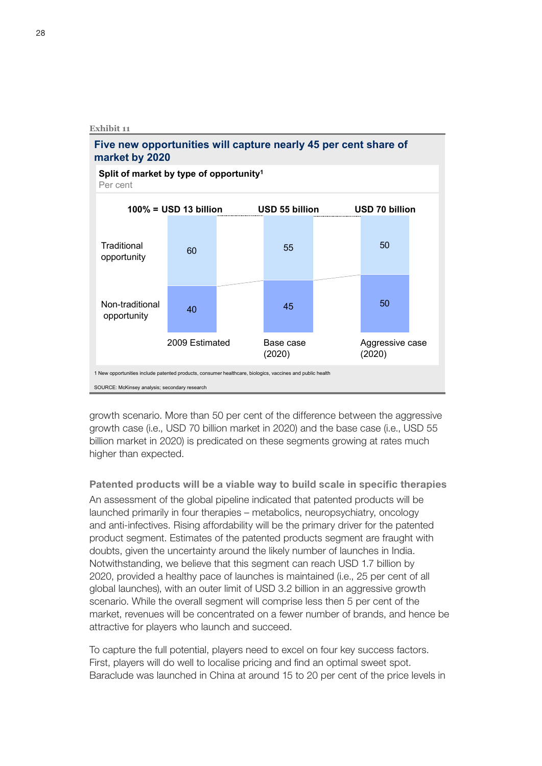Exhibit 11

**Five new opportunities will capture nearly 45 per cent share of market by 2020**

**Split of market by type of opportunity[1]**
Per cent

| | 2009 Estimated | Base case (2020) | Aggressive case (2020) |
|---|---|---|---|
| 100% = | USD 13 billion | USD 55 billion | USD 70 billion |
| Traditional opportunity | 60 | 55 | 50 |
| Non-traditional opportunity | 40 | 45 | 50 |

1 New opportunities include patented products, consumer healthcare, biologics, vaccines and public health

SOURCE: McKinsey analysis; secondary research

growth scenario. More than 50 per cent of the difference between the aggressive growth case (i.e., USD 70 billion market in 2020) and the base case (i.e., USD 55 billion market in 2020) is predicated on these segments growing at rates much higher than expected.

### Patented products will be a viable way to build scale in specific therapies

An assessment of the global pipeline indicated that patented products will be launched primarily in four therapies – metabolics, neuropsychiatry, oncology and anti-infectives. Rising affordability will be the primary driver for the patented product segment. Estimates of the patented products segment are fraught with doubts, given the uncertainty around the likely number of launches in India. Notwithstanding, we believe that this segment can reach USD 1.7 billion by 2020, provided a healthy pace of launches is maintained (i.e., 25 per cent of all global launches), with an outer limit of USD 3.2 billion in an aggressive growth scenario. While the overall segment will comprise less then 5 per cent of the market, revenues will be concentrated on a fewer number of brands, and hence be attractive for players who launch and succeed.

To capture the full potential, players need to excel on four key success factors. First, players will do well to localise pricing and find an optimal sweet spot. Baraclude was launched in China at around 15 to 20 per cent of the price levels in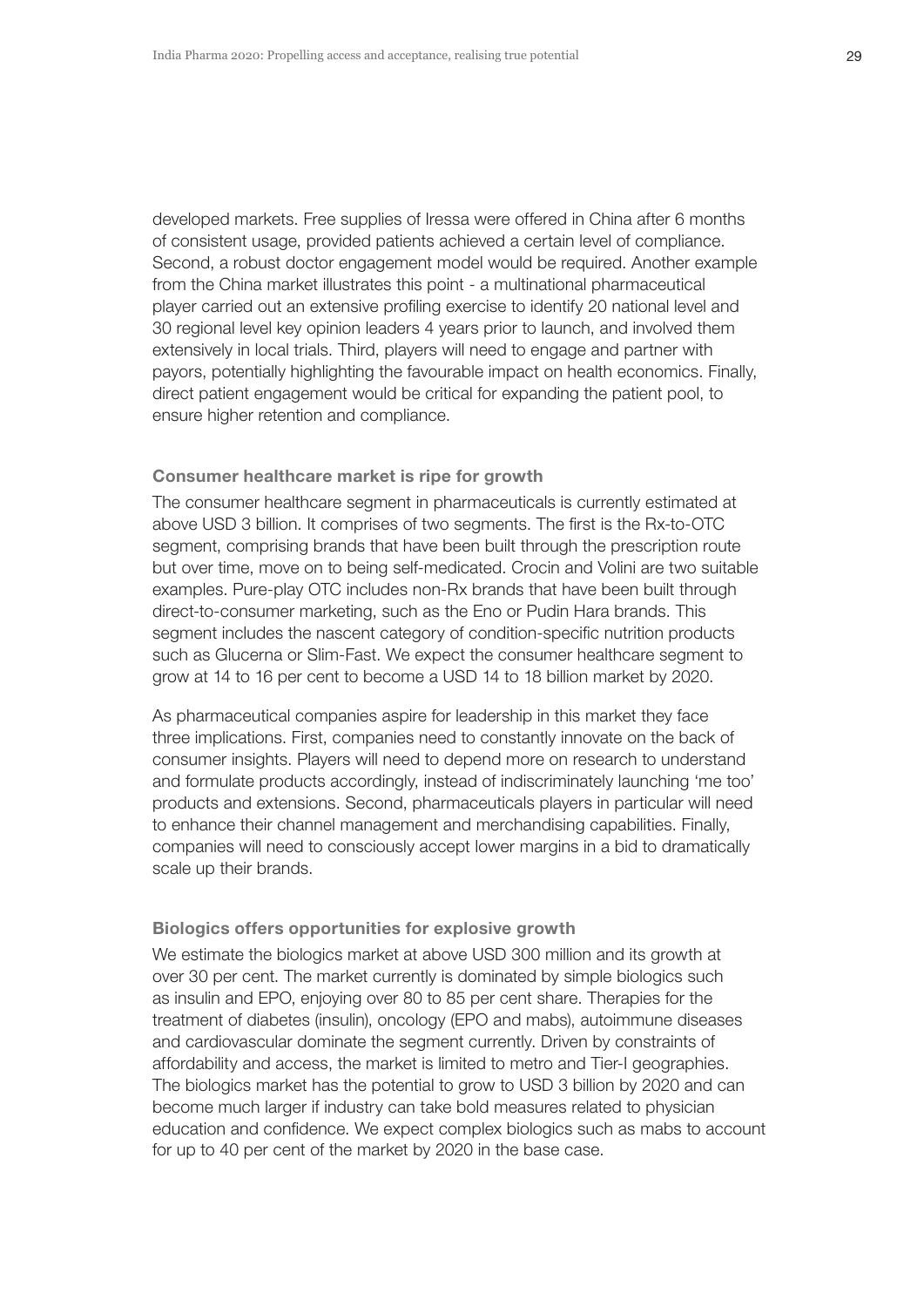developed markets. Free supplies of Iressa were offered in China after 6 months of consistent usage, provided patients achieved a certain level of compliance. Second, a robust doctor engagement model would be required. Another example from the China market illustrates this point - a multinational pharmaceutical player carried out an extensive profiling exercise to identify 20 national level and 30 regional level key opinion leaders 4 years prior to launch, and involved them extensively in local trials. Third, players will need to engage and partner with payors, potentially highlighting the favourable impact on health economics. Finally, direct patient engagement would be critical for expanding the patient pool, to ensure higher retention and compliance.

### Consumer healthcare market is ripe for growth

The consumer healthcare segment in pharmaceuticals is currently estimated at above USD 3 billion. It comprises of two segments. The first is the Rx-to-OTC segment, comprising brands that have been built through the prescription route but over time, move on to being self-medicated. Crocin and Volini are two suitable examples. Pure-play OTC includes non-Rx brands that have been built through direct-to-consumer marketing, such as the Eno or Pudin Hara brands. This segment includes the nascent category of condition-specific nutrition products such as Glucerna or Slim-Fast. We expect the consumer healthcare segment to grow at 14 to 16 per cent to become a USD 14 to 18 billion market by 2020.

As pharmaceutical companies aspire for leadership in this market they face three implications. First, companies need to constantly innovate on the back of consumer insights. Players will need to depend more on research to understand and formulate products accordingly, instead of indiscriminately launching 'me too' products and extensions. Second, pharmaceuticals players in particular will need to enhance their channel management and merchandising capabilities. Finally, companies will need to consciously accept lower margins in a bid to dramatically scale up their brands.

### Biologics offers opportunities for explosive growth

We estimate the biologics market at above USD 300 million and its growth at over 30 per cent. The market currently is dominated by simple biologics such as insulin and EPO, enjoying over 80 to 85 per cent share. Therapies for the treatment of diabetes (insulin), oncology (EPO and mabs), autoimmune diseases and cardiovascular dominate the segment currently. Driven by constraints of affordability and access, the market is limited to metro and Tier-I geographies. The biologics market has the potential to grow to USD 3 billion by 2020 and can become much larger if industry can take bold measures related to physician education and confidence. We expect complex biologics such as mabs to account for up to 40 per cent of the market by 2020 in the base case.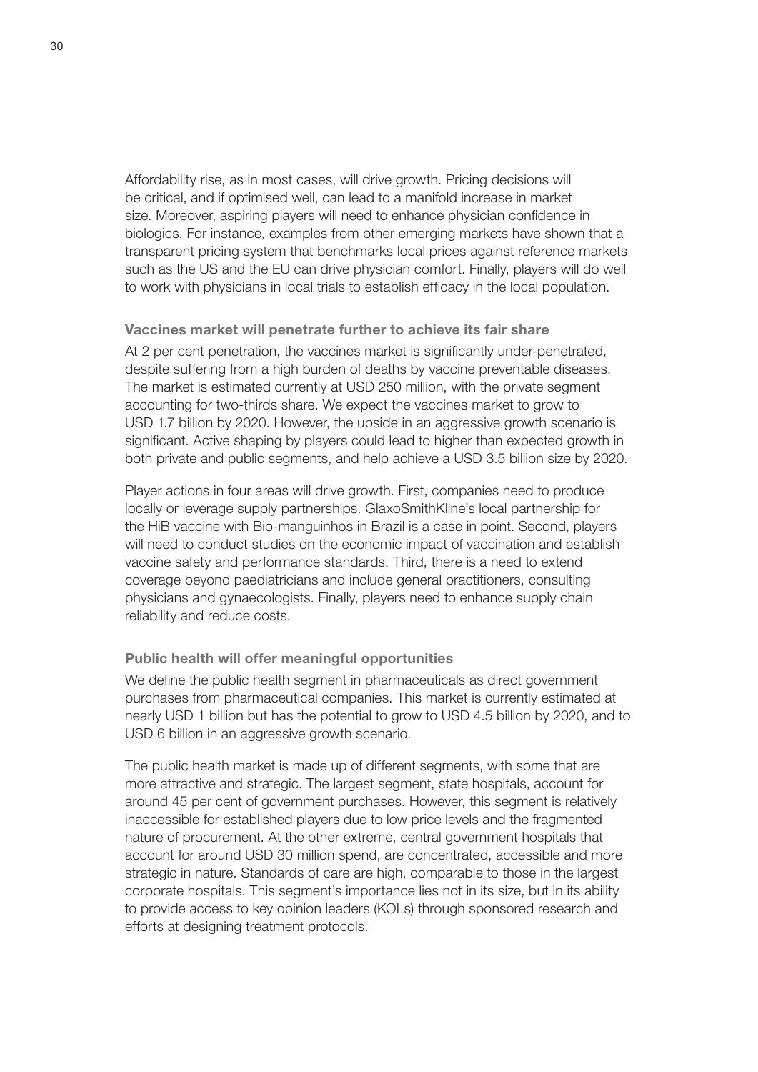Affordability rise, as in most cases, will drive growth. Pricing decisions will be critical, and if optimised well, can lead to a manifold increase in market size. Moreover, aspiring players will need to enhance physician confidence in biologics. For instance, examples from other emerging markets have shown that a transparent pricing system that benchmarks local prices against reference markets such as the US and the EU can drive physician comfort. Finally, players will do well to work with physicians in local trials to establish efficacy in the local population.

### Vaccines market will penetrate further to achieve its fair share

At 2 per cent penetration, the vaccines market is significantly under-penetrated, despite suffering from a high burden of deaths by vaccine preventable diseases. The market is estimated currently at USD 250 million, with the private segment accounting for two-thirds share. We expect the vaccines market to grow to USD 1.7 billion by 2020. However, the upside in an aggressive growth scenario is significant. Active shaping by players could lead to higher than expected growth in both private and public segments, and help achieve a USD 3.5 billion size by 2020.

Player actions in four areas will drive growth. First, companies need to produce locally or leverage supply partnerships. GlaxoSmithKline's local partnership for the HiB vaccine with Bio-manguinhos in Brazil is a case in point. Second, players will need to conduct studies on the economic impact of vaccination and establish vaccine safety and performance standards. Third, there is a need to extend coverage beyond paediatricians and include general practitioners, consulting physicians and gynaecologists. Finally, players need to enhance supply chain reliability and reduce costs.

### Public health will offer meaningful opportunities

We define the public health segment in pharmaceuticals as direct government purchases from pharmaceutical companies. This market is currently estimated at nearly USD 1 billion but has the potential to grow to USD 4.5 billion by 2020, and to USD 6 billion in an aggressive growth scenario.

The public health market is made up of different segments, with some that are more attractive and strategic. The largest segment, state hospitals, account for around 45 per cent of government purchases. However, this segment is relatively inaccessible for established players due to low price levels and the fragmented nature of procurement. At the other extreme, central government hospitals that account for around USD 30 million spend, are concentrated, accessible and more strategic in nature. Standards of care are high, comparable to those in the largest corporate hospitals. This segment's importance lies not in its size, but in its ability to provide access to key opinion leaders (KOLs) through sponsored research and efforts at designing treatment protocols.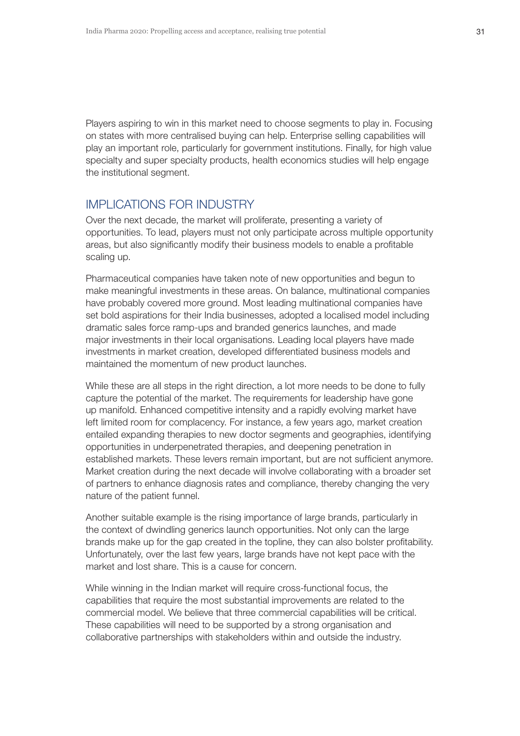Players aspiring to win in this market need to choose segments to play in. Focusing on states with more centralised buying can help. Enterprise selling capabilities will play an important role, particularly for government institutions. Finally, for high value specialty and super specialty products, health economics studies will help engage the institutional segment.

## IMPLICATIONS FOR INDUSTRY

Over the next decade, the market will proliferate, presenting a variety of opportunities. To lead, players must not only participate across multiple opportunity areas, but also significantly modify their business models to enable a profitable scaling up.

Pharmaceutical companies have taken note of new opportunities and begun to make meaningful investments in these areas. On balance, multinational companies have probably covered more ground. Most leading multinational companies have set bold aspirations for their India businesses, adopted a localised model including dramatic sales force ramp-ups and branded generics launches, and made major investments in their local organisations. Leading local players have made investments in market creation, developed differentiated business models and maintained the momentum of new product launches.

While these are all steps in the right direction, a lot more needs to be done to fully capture the potential of the market. The requirements for leadership have gone up manifold. Enhanced competitive intensity and a rapidly evolving market have left limited room for complacency. For instance, a few years ago, market creation entailed expanding therapies to new doctor segments and geographies, identifying opportunities in underpenetrated therapies, and deepening penetration in established markets. These levers remain important, but are not sufficient anymore. Market creation during the next decade will involve collaborating with a broader set of partners to enhance diagnosis rates and compliance, thereby changing the very nature of the patient funnel.

Another suitable example is the rising importance of large brands, particularly in the context of dwindling generics launch opportunities. Not only can the large brands make up for the gap created in the topline, they can also bolster profitability. Unfortunately, over the last few years, large brands have not kept pace with the market and lost share. This is a cause for concern.

While winning in the Indian market will require cross-functional focus, the capabilities that require the most substantial improvements are related to the commercial model. We believe that three commercial capabilities will be critical. These capabilities will need to be supported by a strong organisation and collaborative partnerships with stakeholders within and outside the industry.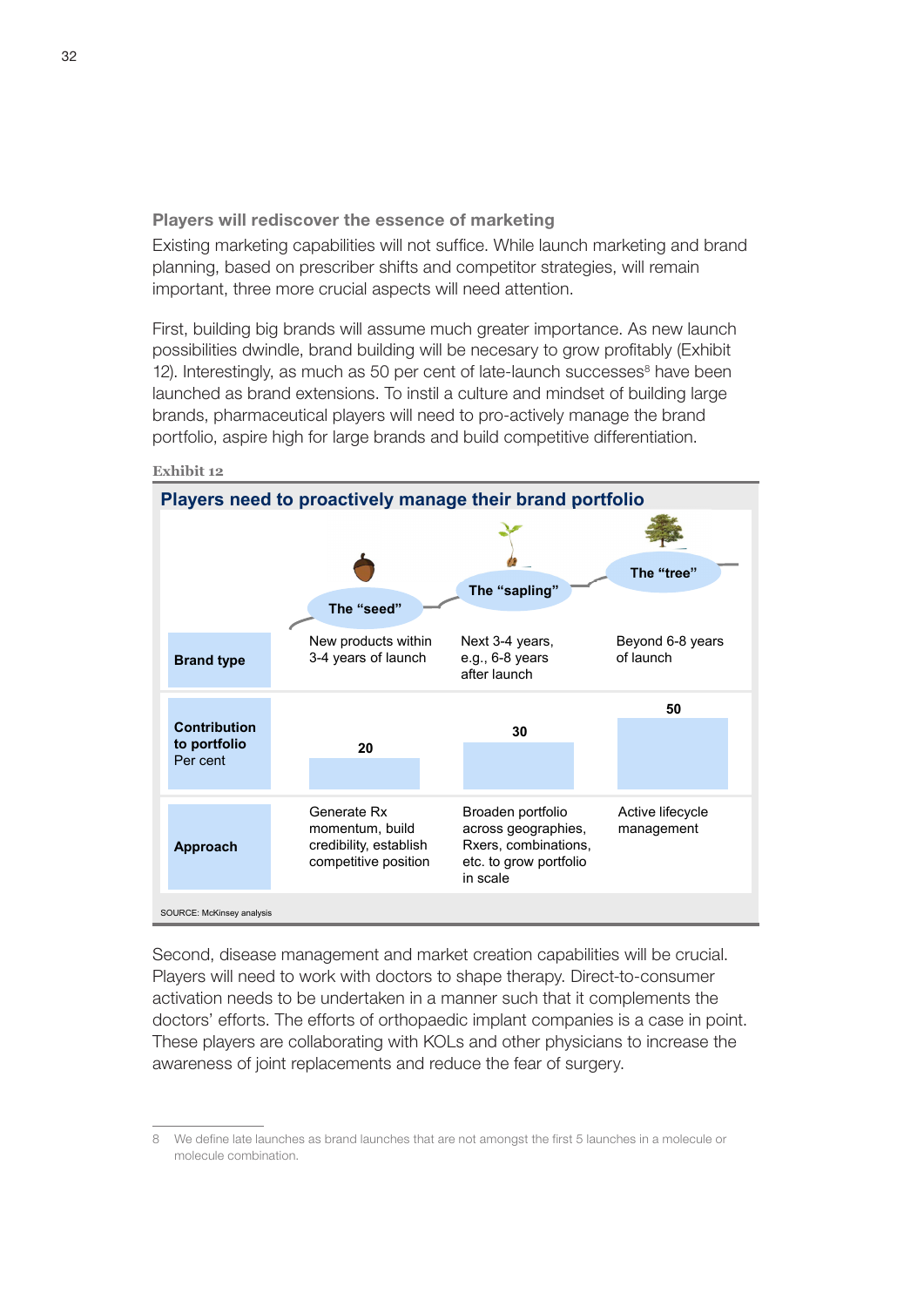### Players will rediscover the essence of marketing

Existing marketing capabilities will not suffice. While launch marketing and brand planning, based on prescriber shifts and competitor strategies, will remain important, three more crucial aspects will need attention.

First, building big brands will assume much greater importance. As new launch possibilities dwindle, brand building will be necesary to grow profitably (Exhibit 12). Interestingly, as much as 50 per cent of late-launch successes[8] have been launched as brand extensions. To instil a culture and mindset of building large brands, pharmaceutical players will need to pro-actively manage the brand portfolio, aspire high for large brands and build competitive differentiation.

**Exhibit 12**

**Players need to proactively manage their brand portfolio**

| | The "seed" | The "sapling" | The "tree" |
|---|---|---|---|
| **Brand type** | New products within 3-4 years of launch | Next 3-4 years, e.g., 6-8 years after launch | Beyond 6-8 years of launch |
| **Contribution to portfolio** Per cent | 20 | 30 | 50 |
| **Approach** | Generate Rx momentum, build credibility, establish competitive position | Broaden portfolio across geographies, Rxers, combinations, etc. to grow portfolio in scale | Active lifecycle management |

SOURCE: McKinsey analysis

Second, disease management and market creation capabilities will be crucial. Players will need to work with doctors to shape therapy. Direct-to-consumer activation needs to be undertaken in a manner such that it complements the doctors' efforts. The efforts of orthopaedic implant companies is a case in point. These players are collaborating with KOLs and other physicians to increase the awareness of joint replacements and reduce the fear of surgery.

---

8 We define late launches as brand launches that are not amongst the first 5 launches in a molecule or molecule combination.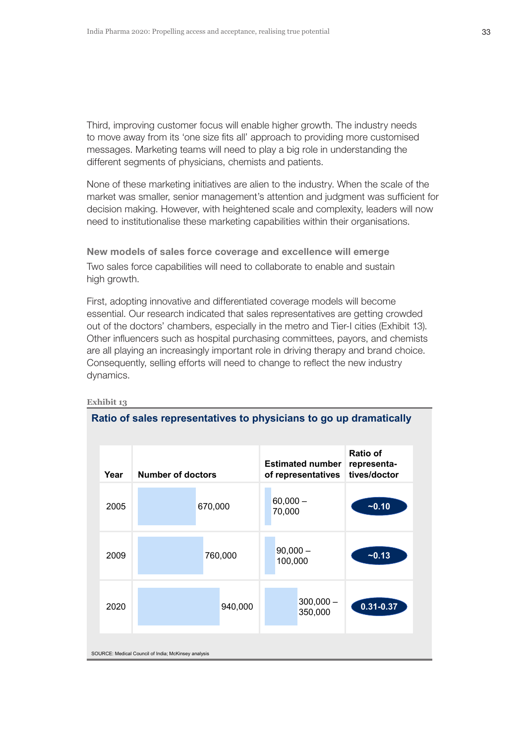Third, improving customer focus will enable higher growth. The industry needs to move away from its 'one size fits all' approach to providing more customised messages. Marketing teams will need to play a big role in understanding the different segments of physicians, chemists and patients.

None of these marketing initiatives are alien to the industry. When the scale of the market was smaller, senior management's attention and judgment was sufficient for decision making. However, with heightened scale and complexity, leaders will now need to institutionalise these marketing capabilities within their organisations.

### New models of sales force coverage and excellence will emerge

Two sales force capabilities will need to collaborate to enable and sustain high growth.

First, adopting innovative and differentiated coverage models will become essential. Our research indicated that sales representatives are getting crowded out of the doctors' chambers, especially in the metro and Tier-I cities (Exhibit 13). Other influencers such as hospital purchasing committees, payors, and chemists are all playing an increasingly important role in driving therapy and brand choice. Consequently, selling efforts will need to change to reflect the new industry dynamics.

**Exhibit 13**

**Ratio of sales representatives to physicians to go up dramatically**

| Year | Number of doctors | Estimated number of representatives | Ratio of representatives/doctor |
|---|---|---|---|
| 2005 | 670,000 | 60,000 – 70,000 | ~0.10 |
| 2009 | 760,000 | 90,000 – 100,000 | ~0.13 |
| 2020 | 940,000 | 300,000 – 350,000 | 0.31-0.37 |

SOURCE: Medical Council of India; McKinsey analysis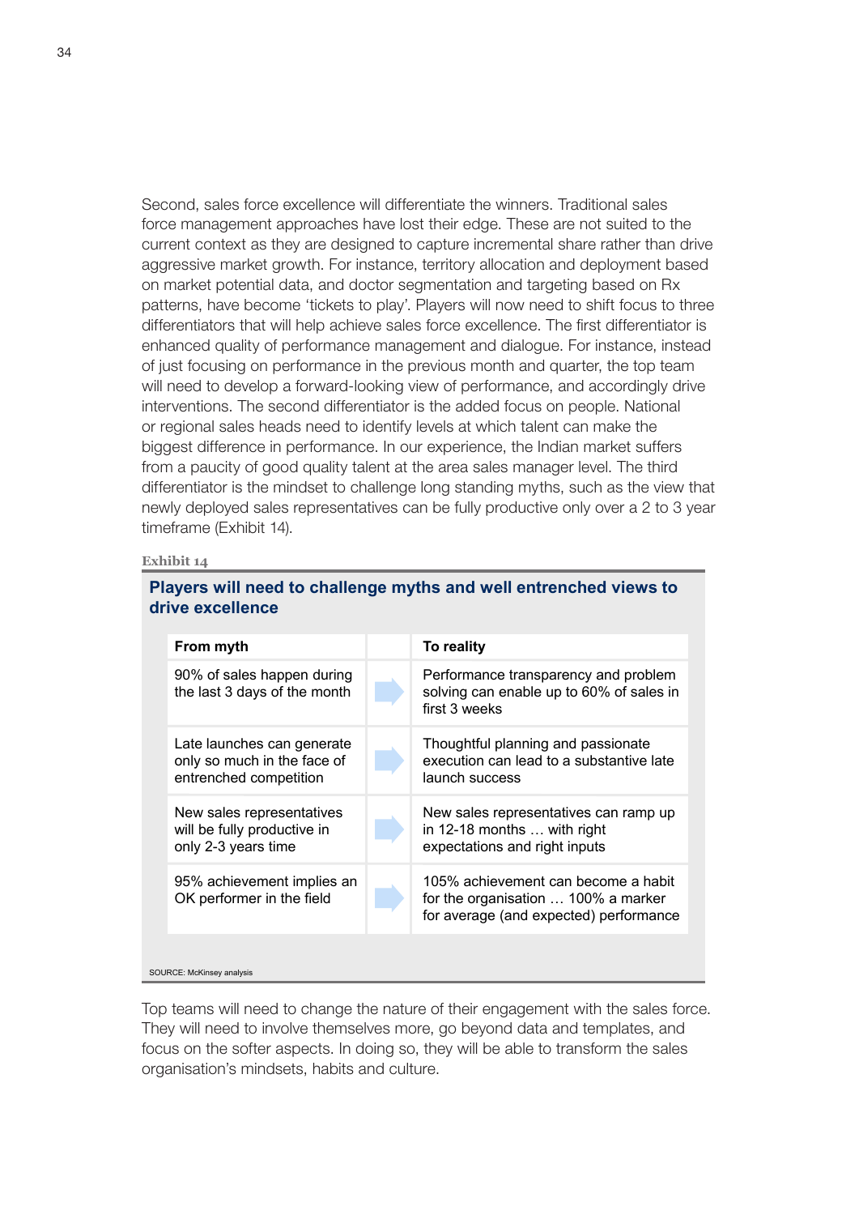Second, sales force excellence will differentiate the winners. Traditional sales force management approaches have lost their edge. These are not suited to the current context as they are designed to capture incremental share rather than drive aggressive market growth. For instance, territory allocation and deployment based on market potential data, and doctor segmentation and targeting based on Rx patterns, have become 'tickets to play'. Players will now need to shift focus to three differentiators that will help achieve sales force excellence. The first differentiator is enhanced quality of performance management and dialogue. For instance, instead of just focusing on performance in the previous month and quarter, the top team will need to develop a forward-looking view of performance, and accordingly drive interventions. The second differentiator is the added focus on people. National or regional sales heads need to identify levels at which talent can make the biggest difference in performance. In our experience, the Indian market suffers from a paucity of good quality talent at the area sales manager level. The third differentiator is the mindset to challenge long standing myths, such as the view that newly deployed sales representatives can be fully productive only over a 2 to 3 year timeframe (Exhibit 14).

Exhibit 14

**Players will need to challenge myths and well entrenched views to drive excellence**

| From myth | | To reality |
|---|---|---|
| 90% of sales happen during the last 3 days of the month | → | Performance transparency and problem solving can enable up to 60% of sales in first 3 weeks |
| Late launches can generate only so much in the face of entrenched competition | → | Thoughtful planning and passionate execution can lead to a substantive late launch success |
| New sales representatives will be fully productive in only 2-3 years time | → | New sales representatives can ramp up in 12-18 months … with right expectations and right inputs |
| 95% achievement implies an OK performer in the field | → | 105% achievement can become a habit for the organisation … 100% a marker for average (and expected) performance |

SOURCE: McKinsey analysis

Top teams will need to change the nature of their engagement with the sales force. They will need to involve themselves more, go beyond data and templates, and focus on the softer aspects. In doing so, they will be able to transform the sales organisation's mindsets, habits and culture.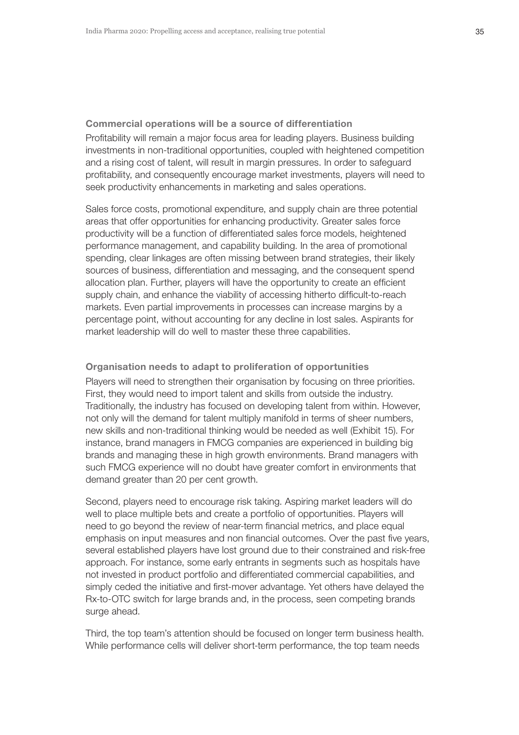### Commercial operations will be a source of differentiation

Profitability will remain a major focus area for leading players. Business building investments in non-traditional opportunities, coupled with heightened competition and a rising cost of talent, will result in margin pressures. In order to safeguard profitability, and consequently encourage market investments, players will need to seek productivity enhancements in marketing and sales operations.

Sales force costs, promotional expenditure, and supply chain are three potential areas that offer opportunities for enhancing productivity. Greater sales force productivity will be a function of differentiated sales force models, heightened performance management, and capability building. In the area of promotional spending, clear linkages are often missing between brand strategies, their likely sources of business, differentiation and messaging, and the consequent spend allocation plan. Further, players will have the opportunity to create an efficient supply chain, and enhance the viability of accessing hitherto difficult-to-reach markets. Even partial improvements in processes can increase margins by a percentage point, without accounting for any decline in lost sales. Aspirants for market leadership will do well to master these three capabilities.

### Organisation needs to adapt to proliferation of opportunities

Players will need to strengthen their organisation by focusing on three priorities. First, they would need to import talent and skills from outside the industry. Traditionally, the industry has focused on developing talent from within. However, not only will the demand for talent multiply manifold in terms of sheer numbers, new skills and non-traditional thinking would be needed as well (Exhibit 15). For instance, brand managers in FMCG companies are experienced in building big brands and managing these in high growth environments. Brand managers with such FMCG experience will no doubt have greater comfort in environments that demand greater than 20 per cent growth.

Second, players need to encourage risk taking. Aspiring market leaders will do well to place multiple bets and create a portfolio of opportunities. Players will need to go beyond the review of near-term financial metrics, and place equal emphasis on input measures and non financial outcomes. Over the past five years, several established players have lost ground due to their constrained and risk-free approach. For instance, some early entrants in segments such as hospitals have not invested in product portfolio and differentiated commercial capabilities, and simply ceded the initiative and first-mover advantage. Yet others have delayed the Rx-to-OTC switch for large brands and, in the process, seen competing brands surge ahead.

Third, the top team's attention should be focused on longer term business health. While performance cells will deliver short-term performance, the top team needs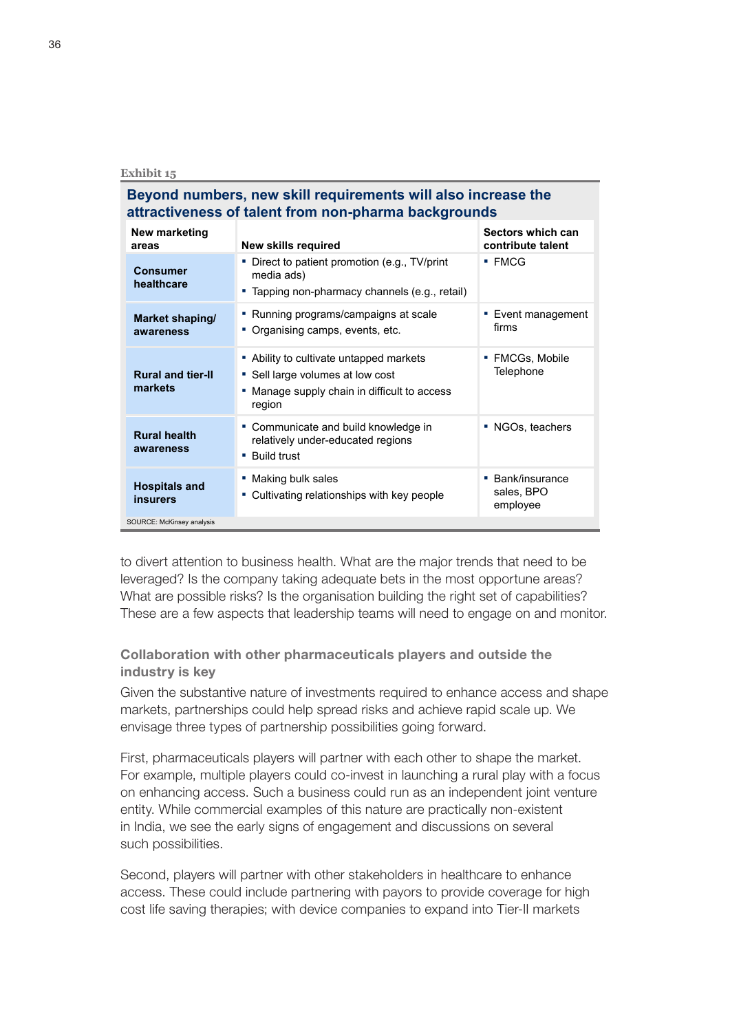Exhibit 15

**Beyond numbers, new skill requirements will also increase the attractiveness of talent from non-pharma backgrounds**

| New marketing areas | New skills required | Sectors which can contribute talent |
|---|---|---|
| **Consumer healthcare** | ▪ Direct to patient promotion (e.g., TV/print media ads)<br>▪ Tapping non-pharmacy channels (e.g., retail) | ▪ FMCG |
| **Market shaping/ awareness** | ▪ Running programs/campaigns at scale<br>▪ Organising camps, events, etc. | ▪ Event management firms |
| **Rural and tier-II markets** | ▪ Ability to cultivate untapped markets<br>▪ Sell large volumes at low cost<br>▪ Manage supply chain in difficult to access region | ▪ FMCGs, Mobile Telephone |
| **Rural health awareness** | ▪ Communicate and build knowledge in relatively under-educated regions<br>▪ Build trust | ▪ NGOs, teachers |
| **Hospitals and insurers** | ▪ Making bulk sales<br>▪ Cultivating relationships with key people | ▪ Bank/insurance sales, BPO employee |

SOURCE: McKinsey analysis

to divert attention to business health. What are the major trends that need to be leveraged? Is the company taking adequate bets in the most opportune areas? What are possible risks? Is the organisation building the right set of capabilities? These are a few aspects that leadership teams will need to engage on and monitor.

### Collaboration with other pharmaceuticals players and outside the industry is key

Given the substantive nature of investments required to enhance access and shape markets, partnerships could help spread risks and achieve rapid scale up. We envisage three types of partnership possibilities going forward.

First, pharmaceuticals players will partner with each other to shape the market. For example, multiple players could co-invest in launching a rural play with a focus on enhancing access. Such a business could run as an independent joint venture entity. While commercial examples of this nature are practically non-existent in India, we see the early signs of engagement and discussions on several such possibilities.

Second, players will partner with other stakeholders in healthcare to enhance access. These could include partnering with payors to provide coverage for high cost life saving therapies; with device companies to expand into Tier-II markets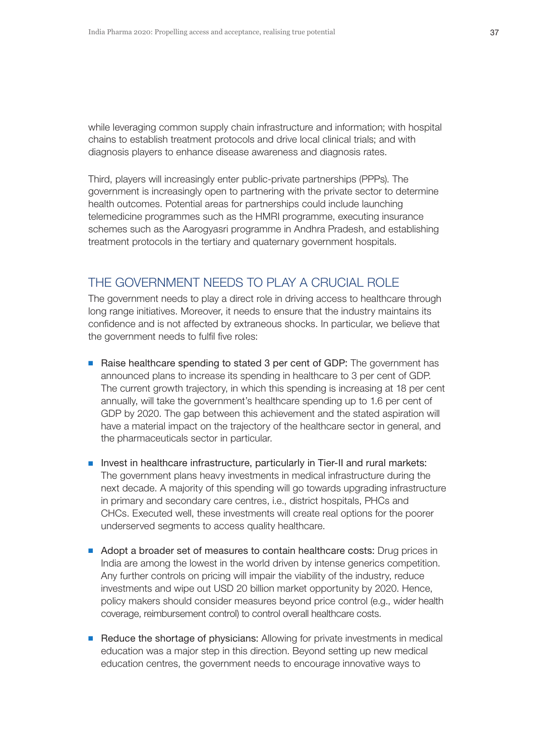while leveraging common supply chain infrastructure and information; with hospital chains to establish treatment protocols and drive local clinical trials; and with diagnosis players to enhance disease awareness and diagnosis rates.

Third, players will increasingly enter public-private partnerships (PPPs). The government is increasingly open to partnering with the private sector to determine health outcomes. Potential areas for partnerships could include launching telemedicine programmes such as the HMRI programme, executing insurance schemes such as the Aarogyasri programme in Andhra Pradesh, and establishing treatment protocols in the tertiary and quaternary government hospitals.

## THE GOVERNMENT NEEDS TO PLAY A CRUCIAL ROLE

The government needs to play a direct role in driving access to healthcare through long range initiatives. Moreover, it needs to ensure that the industry maintains its confidence and is not affected by extraneous shocks. In particular, we believe that the government needs to fulfil five roles:

- Raise healthcare spending to stated 3 per cent of GDP: The government has announced plans to increase its spending in healthcare to 3 per cent of GDP. The current growth trajectory, in which this spending is increasing at 18 per cent annually, will take the government's healthcare spending up to 1.6 per cent of GDP by 2020. The gap between this achievement and the stated aspiration will have a material impact on the trajectory of the healthcare sector in general, and the pharmaceuticals sector in particular.

- Invest in healthcare infrastructure, particularly in Tier-II and rural markets: The government plans heavy investments in medical infrastructure during the next decade. A majority of this spending will go towards upgrading infrastructure in primary and secondary care centres, i.e., district hospitals, PHCs and CHCs. Executed well, these investments will create real options for the poorer underserved segments to access quality healthcare.

- Adopt a broader set of measures to contain healthcare costs: Drug prices in India are among the lowest in the world driven by intense generics competition. Any further controls on pricing will impair the viability of the industry, reduce investments and wipe out USD 20 billion market opportunity by 2020. Hence, policy makers should consider measures beyond price control (e.g., wider health coverage, reimbursement control) to control overall healthcare costs.

- Reduce the shortage of physicians: Allowing for private investments in medical education was a major step in this direction. Beyond setting up new medical education centres, the government needs to encourage innovative ways to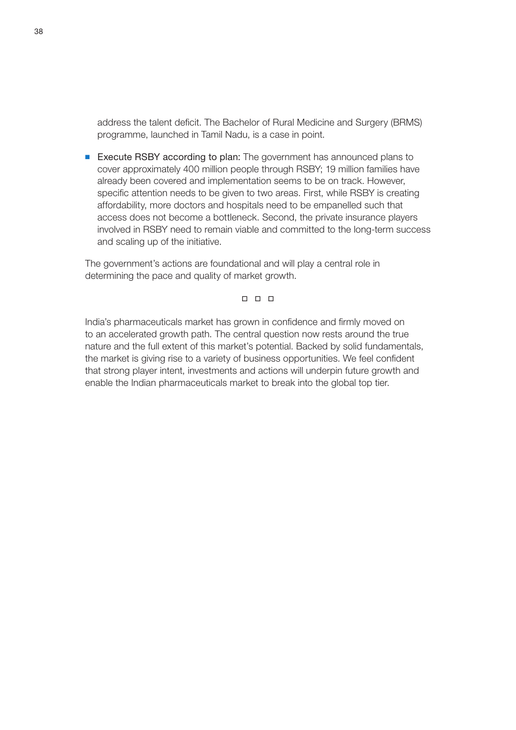address the talent deficit. The Bachelor of Rural Medicine and Surgery (BRMS) programme, launched in Tamil Nadu, is a case in point.

- **Execute RSBY according to plan:** The government has announced plans to cover approximately 400 million people through RSBY; 19 million families have already been covered and implementation seems to be on track. However, specific attention needs to be given to two areas. First, while RSBY is creating affordability, more doctors and hospitals need to be empanelled such that access does not become a bottleneck. Second, the private insurance players involved in RSBY need to remain viable and committed to the long-term success and scaling up of the initiative.

The government's actions are foundational and will play a central role in determining the pace and quality of market growth.

□ □ □

India's pharmaceuticals market has grown in confidence and firmly moved on to an accelerated growth path. The central question now rests around the true nature and the full extent of this market's potential. Backed by solid fundamentals, the market is giving rise to a variety of business opportunities. We feel confident that strong player intent, investments and actions will underpin future growth and enable the Indian pharmaceuticals market to break into the global top tier.